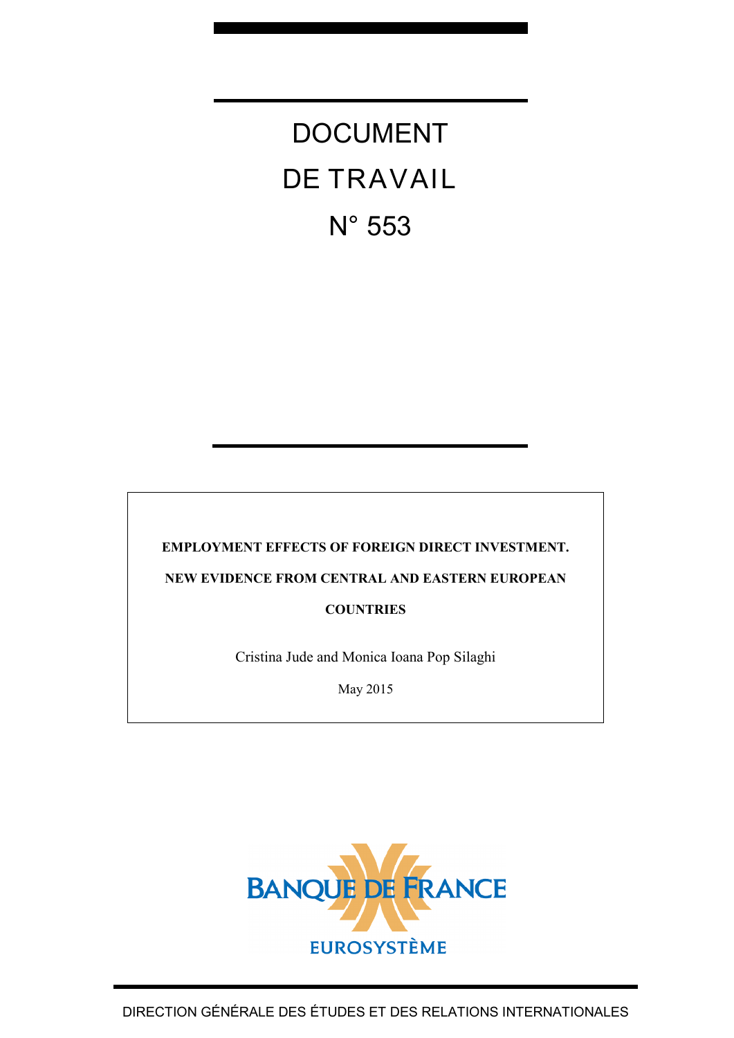# DOCUMENT DE TRAVAIL N° 553

**EMPLOYMENT EFFECTS OF FOREIGN DIRECT INVESTMENT.**

**NEW EVIDENCE FROM CENTRAL AND EASTERN EUROPEAN COUNTRIES**

Cristina Jude and Monica Ioana Pop Silaghi

May 2015

BANQUE DE FRANCE

EUROSYSTÈME

DIRECTION GÉNÉRALE DES ÉTUDES ET DES RELATIONS INTERNATIONALES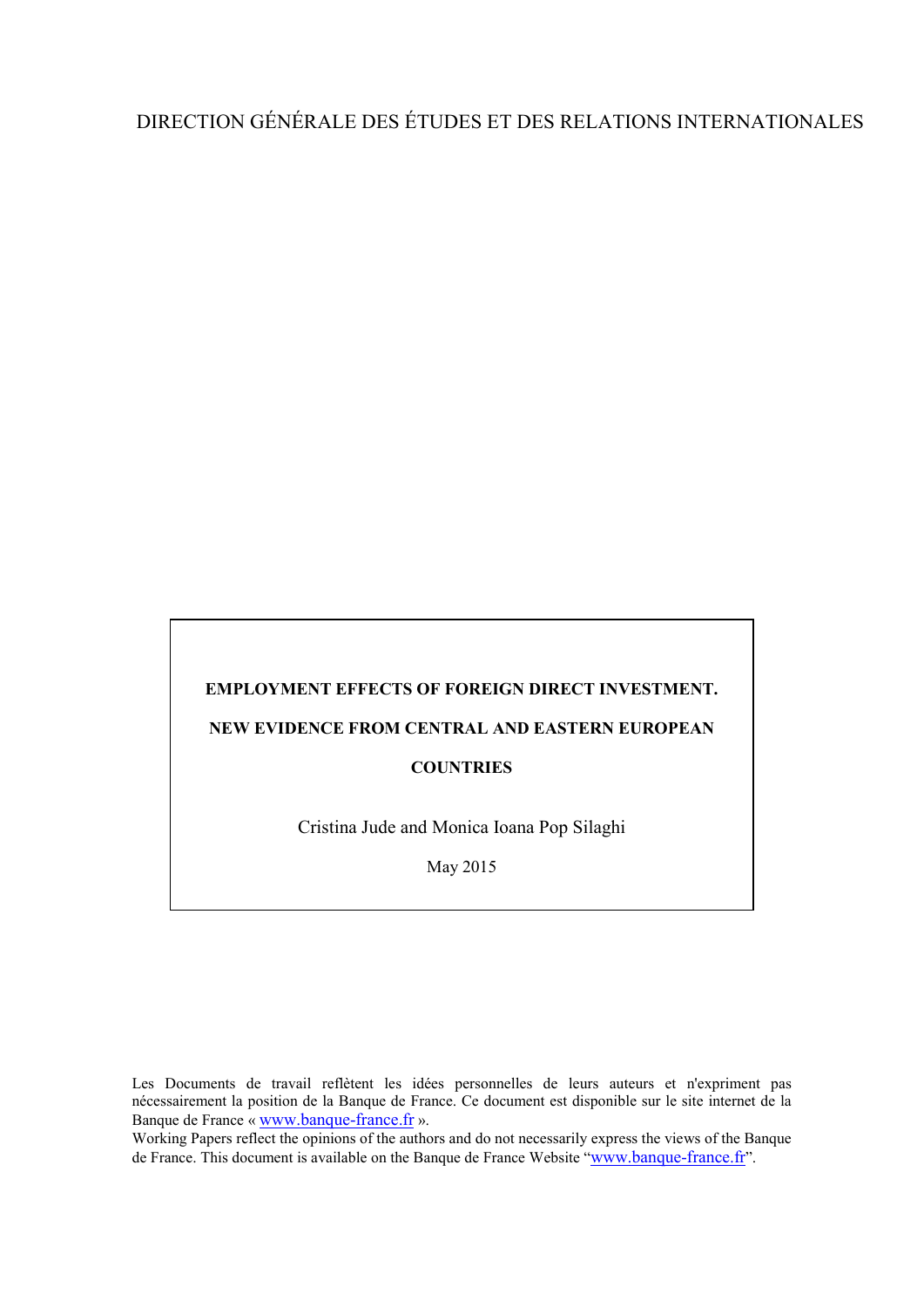DIRECTION GÉNÉRALE DES ÉTUDES ET DES RELATIONS INTERNATIONALES

**EMPLOYMENT EFFECTS OF FOREIGN DIRECT INVESTMENT.**

**NEW EVIDENCE FROM CENTRAL AND EASTERN EUROPEAN COUNTRIES**

Cristina Jude and Monica Ioana Pop Silaghi

May 2015

Les Documents de travail reflètent les idées personnelles de leurs auteurs et n'expriment pas nécessairement la position de la Banque de France. Ce document est disponible sur le site internet de la Banque de France « www.banque-france.fr ».

Working Papers reflect the opinions of the authors and do not necessarily express the views of the Banque de France. This document is available on the Banque de France Website "www.banque-france.fr".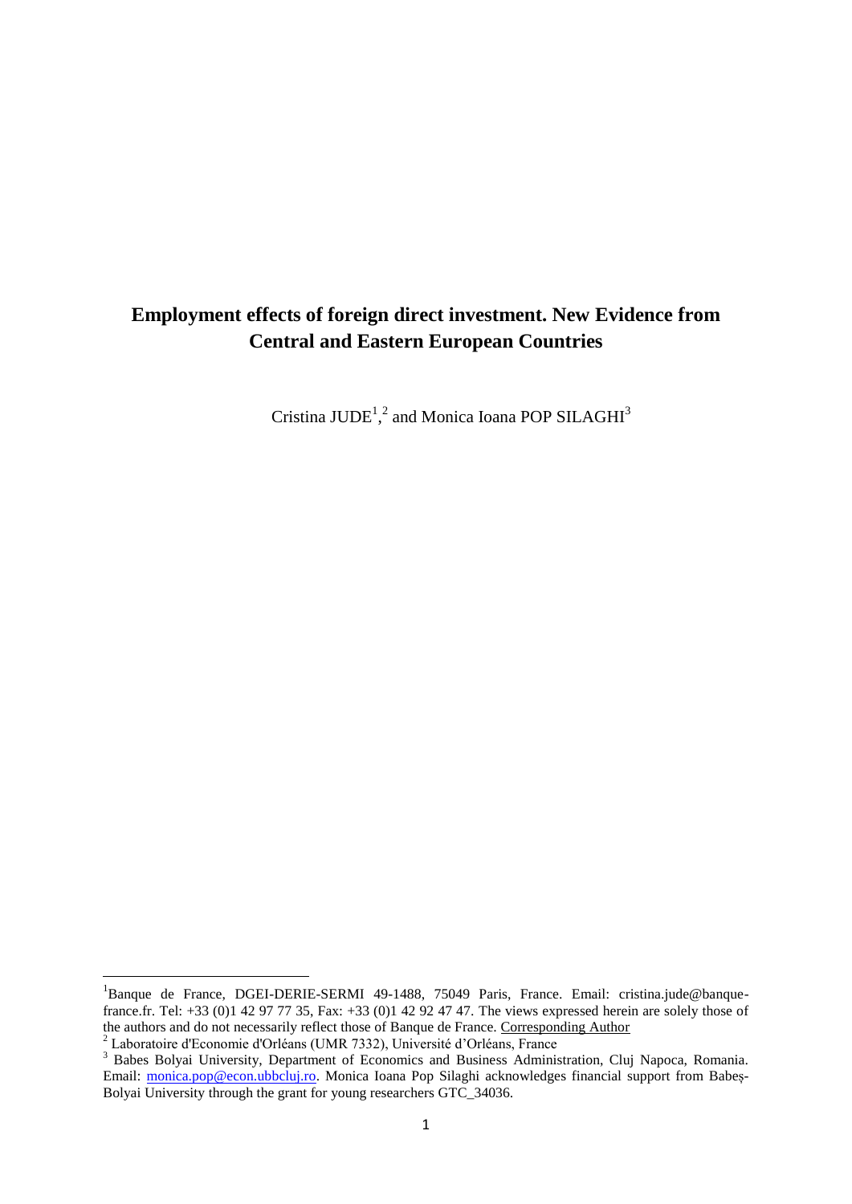# Employment effects of foreign direct investment. New Evidence from Central and Eastern European Countries

Cristina JUDE[1],[2] and Monica Ioana POP SILAGHI[3]

---

[1]Banque de France, DGEI-DERIE-SERMI 49-1488, 75049 Paris, France. Email: cristina.jude@banque-france.fr. Tel: +33 (0)1 42 97 77 35, Fax: +33 (0)1 42 92 47 47. The views expressed herein are solely those of the authors and do not necessarily reflect those of Banque de France. Corresponding Author

[2] Laboratoire d'Economie d'Orléans (UMR 7332), Université d'Orléans, France

[3] Babes Bolyai University, Department of Economics and Business Administration, Cluj Napoca, Romania. Email: monica.pop@econ.ubbcluj.ro. Monica Ioana Pop Silaghi acknowledges financial support from Babeș-Bolyai University through the grant for young researchers GTC_34036.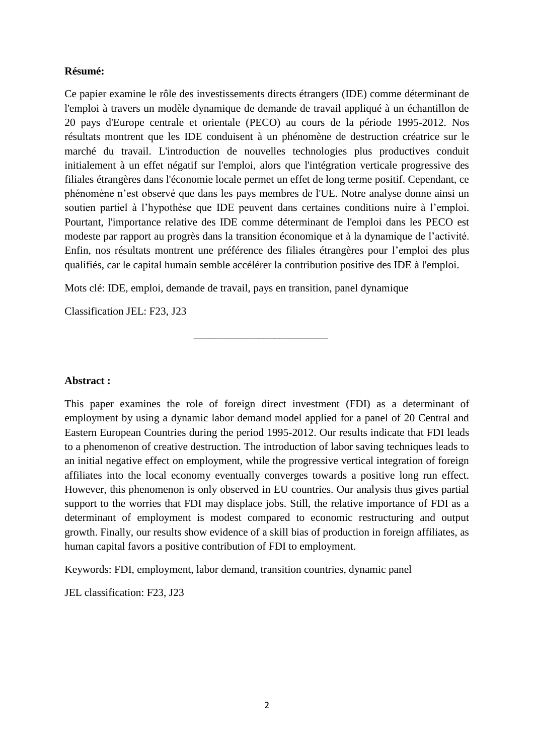**Résumé:**

Ce papier examine le rôle des investissements directs étrangers (IDE) comme déterminant de l'emploi à travers un modèle dynamique de demande de travail appliqué à un échantillon de 20 pays d'Europe centrale et orientale (PECO) au cours de la période 1995-2012. Nos résultats montrent que les IDE conduisent à un phénomène de destruction créatrice sur le marché du travail. L'introduction de nouvelles technologies plus productives conduit initialement à un effet négatif sur l'emploi, alors que l'intégration verticale progressive des filiales étrangères dans l'économie locale permet un effet de long terme positif. Cependant, ce phénomène n'est observé que dans les pays membres de l'UE. Notre analyse donne ainsi un soutien partiel à l'hypothèse que IDE peuvent dans certaines conditions nuire à l'emploi. Pourtant, l'importance relative des IDE comme déterminant de l'emploi dans les PECO est modeste par rapport au progrès dans la transition économique et à la dynamique de l'activité. Enfin, nos résultats montrent une préférence des filiales étrangères pour l'emploi des plus qualifiés, car le capital humain semble accélérer la contribution positive des IDE à l'emploi.

Mots clé: IDE, emploi, demande de travail, pays en transition, panel dynamique

Classification JEL: F23, J23

---

**Abstract :**

This paper examines the role of foreign direct investment (FDI) as a determinant of employment by using a dynamic labor demand model applied for a panel of 20 Central and Eastern European Countries during the period 1995-2012. Our results indicate that FDI leads to a phenomenon of creative destruction. The introduction of labor saving techniques leads to an initial negative effect on employment, while the progressive vertical integration of foreign affiliates into the local economy eventually converges towards a positive long run effect. However, this phenomenon is only observed in EU countries. Our analysis thus gives partial support to the worries that FDI may displace jobs. Still, the relative importance of FDI as a determinant of employment is modest compared to economic restructuring and output growth. Finally, our results show evidence of a skill bias of production in foreign affiliates, as human capital favors a positive contribution of FDI to employment.

Keywords: FDI, employment, labor demand, transition countries, dynamic panel

JEL classification: F23, J23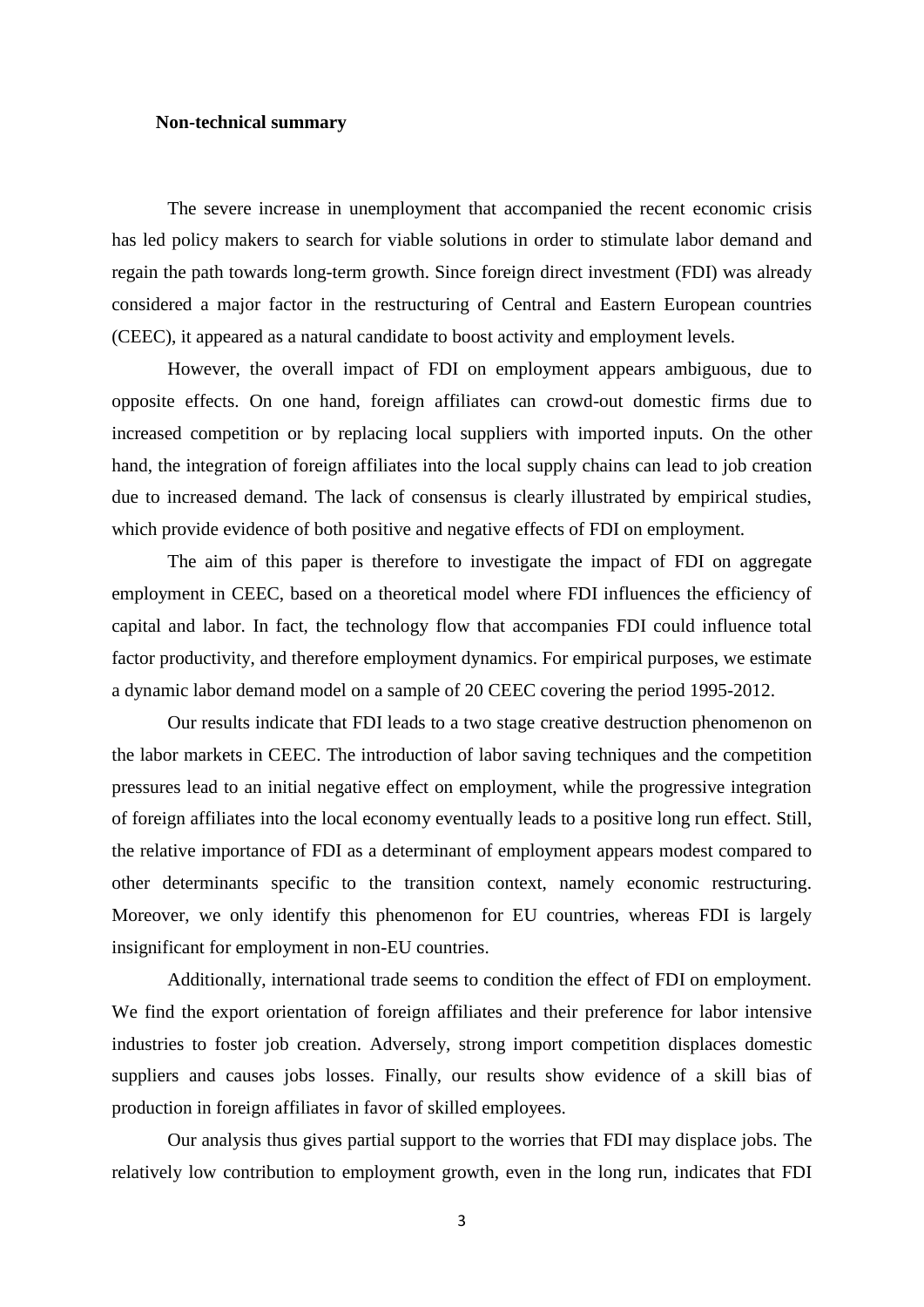## Non-technical summary

The severe increase in unemployment that accompanied the recent economic crisis has led policy makers to search for viable solutions in order to stimulate labor demand and regain the path towards long-term growth. Since foreign direct investment (FDI) was already considered a major factor in the restructuring of Central and Eastern European countries (CEEC), it appeared as a natural candidate to boost activity and employment levels.

However, the overall impact of FDI on employment appears ambiguous, due to opposite effects. On one hand, foreign affiliates can crowd-out domestic firms due to increased competition or by replacing local suppliers with imported inputs. On the other hand, the integration of foreign affiliates into the local supply chains can lead to job creation due to increased demand. The lack of consensus is clearly illustrated by empirical studies, which provide evidence of both positive and negative effects of FDI on employment.

The aim of this paper is therefore to investigate the impact of FDI on aggregate employment in CEEC, based on a theoretical model where FDI influences the efficiency of capital and labor. In fact, the technology flow that accompanies FDI could influence total factor productivity, and therefore employment dynamics. For empirical purposes, we estimate a dynamic labor demand model on a sample of 20 CEEC covering the period 1995-2012.

Our results indicate that FDI leads to a two stage creative destruction phenomenon on the labor markets in CEEC. The introduction of labor saving techniques and the competition pressures lead to an initial negative effect on employment, while the progressive integration of foreign affiliates into the local economy eventually leads to a positive long run effect. Still, the relative importance of FDI as a determinant of employment appears modest compared to other determinants specific to the transition context, namely economic restructuring. Moreover, we only identify this phenomenon for EU countries, whereas FDI is largely insignificant for employment in non-EU countries.

Additionally, international trade seems to condition the effect of FDI on employment. We find the export orientation of foreign affiliates and their preference for labor intensive industries to foster job creation. Adversely, strong import competition displaces domestic suppliers and causes jobs losses. Finally, our results show evidence of a skill bias of production in foreign affiliates in favor of skilled employees.

Our analysis thus gives partial support to the worries that FDI may displace jobs. The relatively low contribution to employment growth, even in the long run, indicates that FDI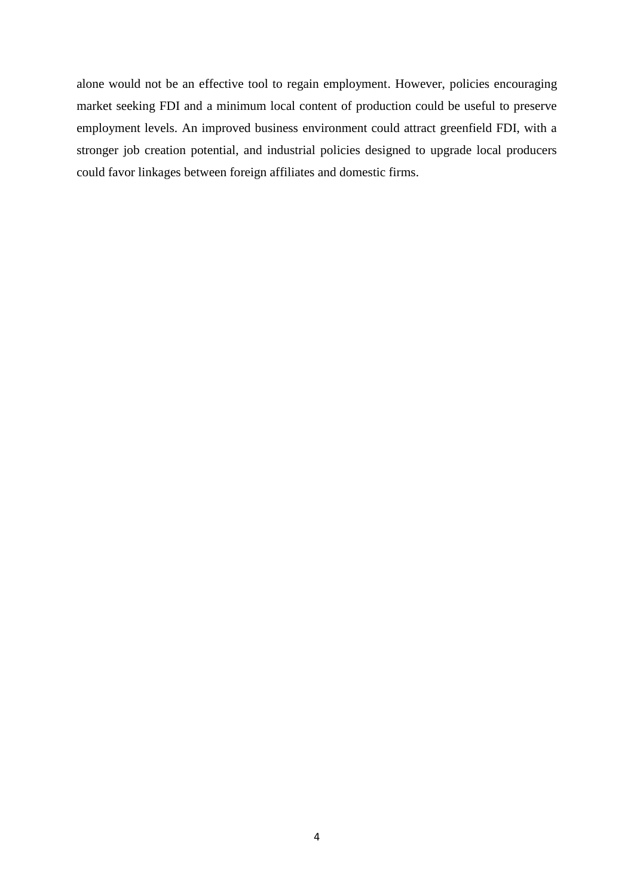alone would not be an effective tool to regain employment. However, policies encouraging market seeking FDI and a minimum local content of production could be useful to preserve employment levels. An improved business environment could attract greenfield FDI, with a stronger job creation potential, and industrial policies designed to upgrade local producers could favor linkages between foreign affiliates and domestic firms.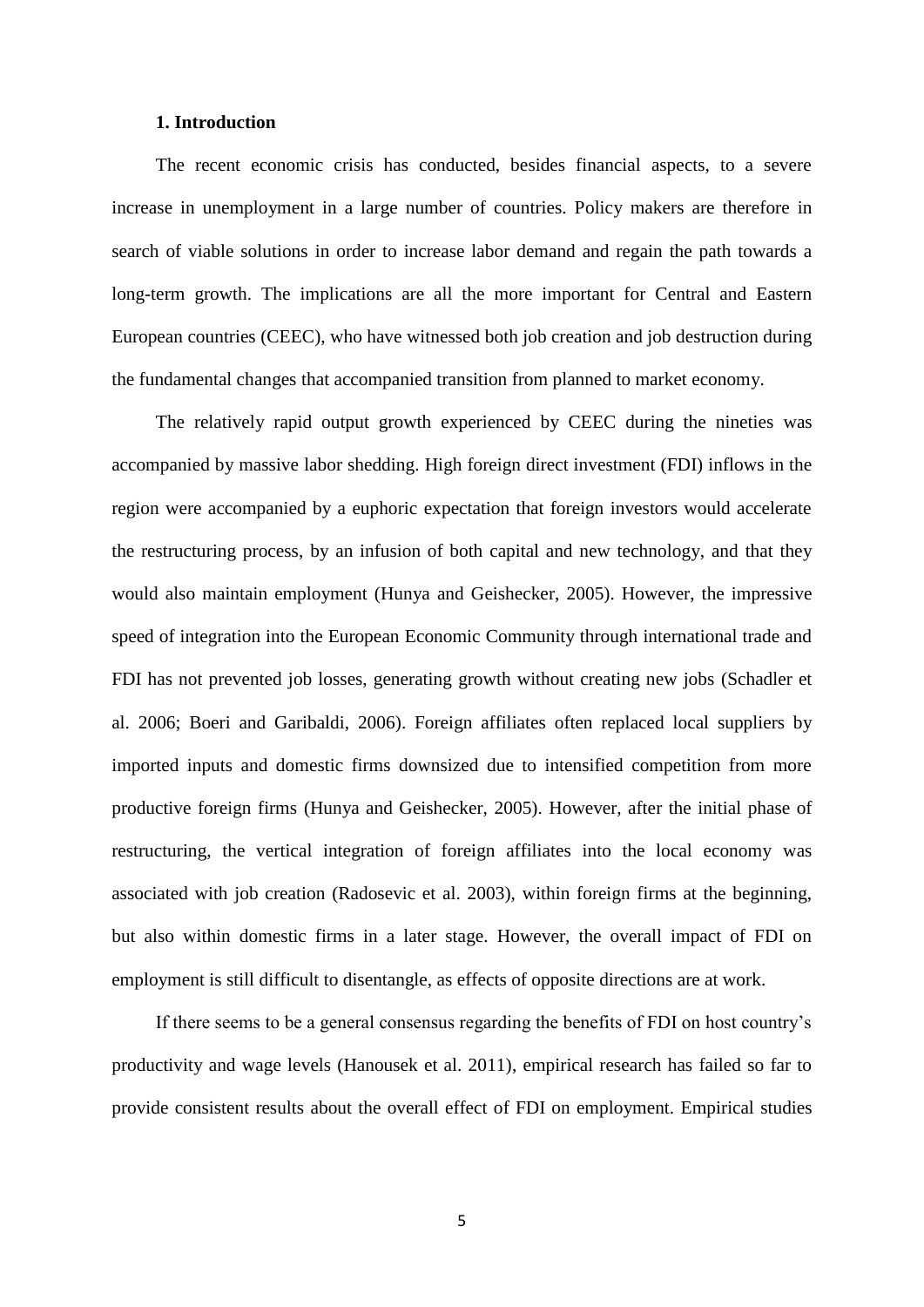## 1. Introduction

The recent economic crisis has conducted, besides financial aspects, to a severe increase in unemployment in a large number of countries. Policy makers are therefore in search of viable solutions in order to increase labor demand and regain the path towards a long-term growth. The implications are all the more important for Central and Eastern European countries (CEEC), who have witnessed both job creation and job destruction during the fundamental changes that accompanied transition from planned to market economy.

The relatively rapid output growth experienced by CEEC during the nineties was accompanied by massive labor shedding. High foreign direct investment (FDI) inflows in the region were accompanied by a euphoric expectation that foreign investors would accelerate the restructuring process, by an infusion of both capital and new technology, and that they would also maintain employment (Hunya and Geishecker, 2005). However, the impressive speed of integration into the European Economic Community through international trade and FDI has not prevented job losses, generating growth without creating new jobs (Schadler et al. 2006; Boeri and Garibaldi, 2006). Foreign affiliates often replaced local suppliers by imported inputs and domestic firms downsized due to intensified competition from more productive foreign firms (Hunya and Geishecker, 2005). However, after the initial phase of restructuring, the vertical integration of foreign affiliates into the local economy was associated with job creation (Radosevic et al. 2003), within foreign firms at the beginning, but also within domestic firms in a later stage. However, the overall impact of FDI on employment is still difficult to disentangle, as effects of opposite directions are at work.

If there seems to be a general consensus regarding the benefits of FDI on host country's productivity and wage levels (Hanousek et al. 2011), empirical research has failed so far to provide consistent results about the overall effect of FDI on employment. Empirical studies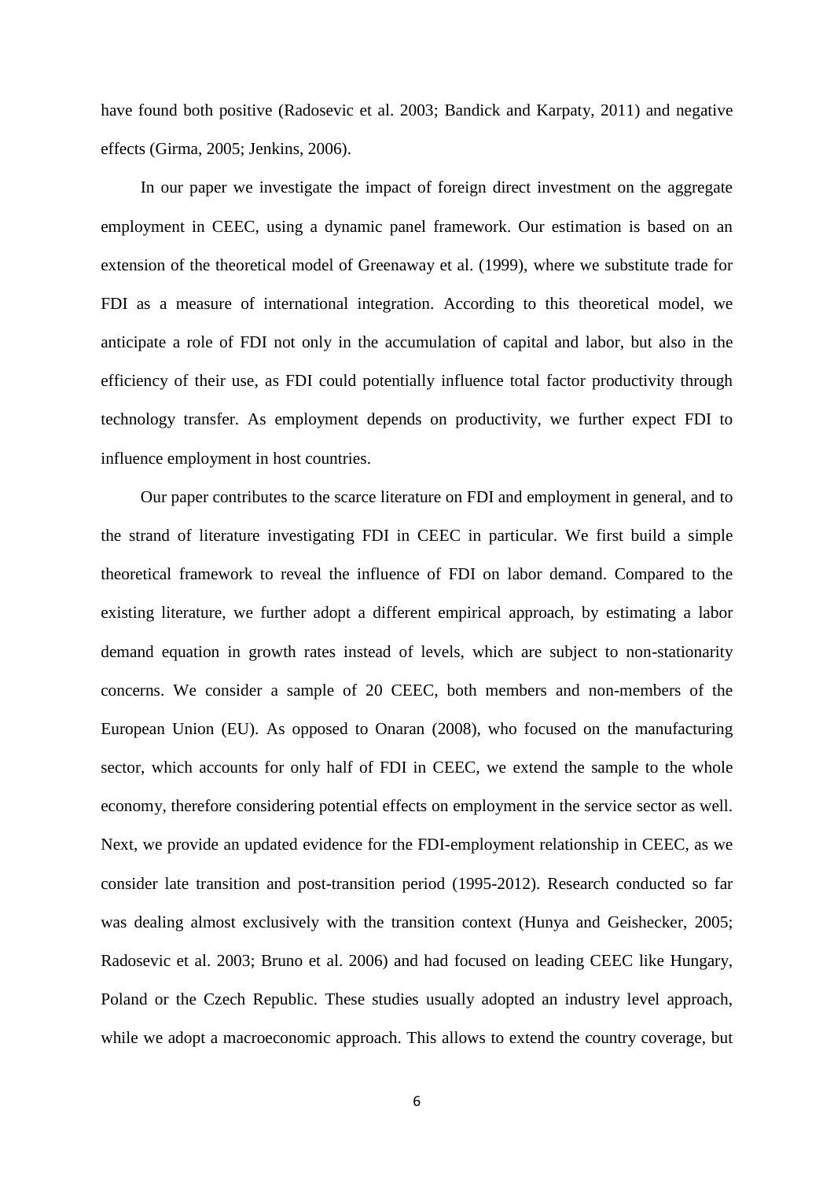have found both positive (Radosevic et al. 2003; Bandick and Karpaty, 2011) and negative effects (Girma, 2005; Jenkins, 2006).

In our paper we investigate the impact of foreign direct investment on the aggregate employment in CEEC, using a dynamic panel framework. Our estimation is based on an extension of the theoretical model of Greenaway et al. (1999), where we substitute trade for FDI as a measure of international integration. According to this theoretical model, we anticipate a role of FDI not only in the accumulation of capital and labor, but also in the efficiency of their use, as FDI could potentially influence total factor productivity through technology transfer. As employment depends on productivity, we further expect FDI to influence employment in host countries.

Our paper contributes to the scarce literature on FDI and employment in general, and to the strand of literature investigating FDI in CEEC in particular. We first build a simple theoretical framework to reveal the influence of FDI on labor demand. Compared to the existing literature, we further adopt a different empirical approach, by estimating a labor demand equation in growth rates instead of levels, which are subject to non-stationarity concerns. We consider a sample of 20 CEEC, both members and non-members of the European Union (EU). As opposed to Onaran (2008), who focused on the manufacturing sector, which accounts for only half of FDI in CEEC, we extend the sample to the whole economy, therefore considering potential effects on employment in the service sector as well. Next, we provide an updated evidence for the FDI-employment relationship in CEEC, as we consider late transition and post-transition period (1995-2012). Research conducted so far was dealing almost exclusively with the transition context (Hunya and Geishecker, 2005; Radosevic et al. 2003; Bruno et al. 2006) and had focused on leading CEEC like Hungary, Poland or the Czech Republic. These studies usually adopted an industry level approach, while we adopt a macroeconomic approach. This allows to extend the country coverage, but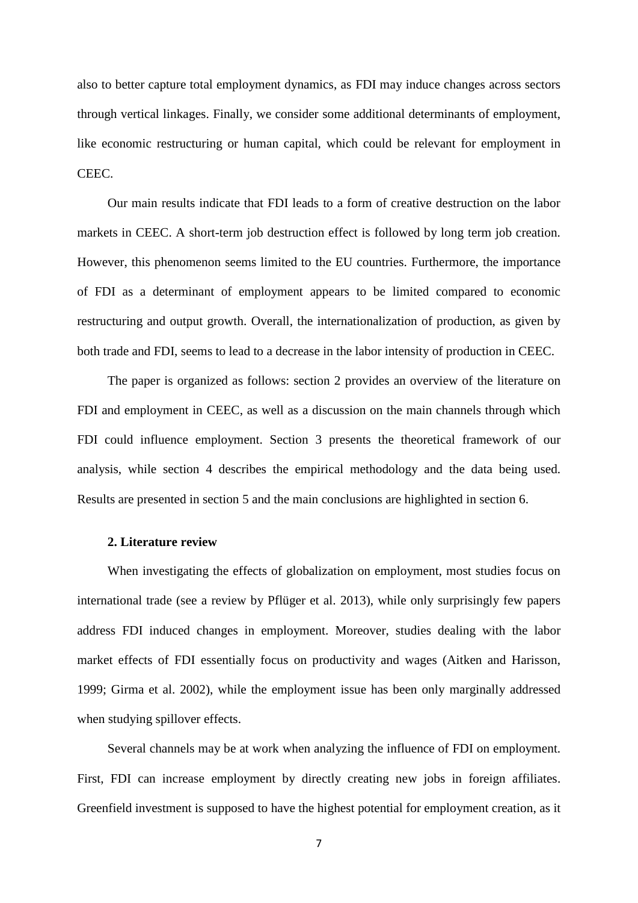also to better capture total employment dynamics, as FDI may induce changes across sectors through vertical linkages. Finally, we consider some additional determinants of employment, like economic restructuring or human capital, which could be relevant for employment in CEEC.

Our main results indicate that FDI leads to a form of creative destruction on the labor markets in CEEC. A short-term job destruction effect is followed by long term job creation. However, this phenomenon seems limited to the EU countries. Furthermore, the importance of FDI as a determinant of employment appears to be limited compared to economic restructuring and output growth. Overall, the internationalization of production, as given by both trade and FDI, seems to lead to a decrease in the labor intensity of production in CEEC.

The paper is organized as follows: section 2 provides an overview of the literature on FDI and employment in CEEC, as well as a discussion on the main channels through which FDI could influence employment. Section 3 presents the theoretical framework of our analysis, while section 4 describes the empirical methodology and the data being used. Results are presented in section 5 and the main conclusions are highlighted in section 6.

## 2. Literature review

When investigating the effects of globalization on employment, most studies focus on international trade (see a review by Pflüger et al. 2013), while only surprisingly few papers address FDI induced changes in employment. Moreover, studies dealing with the labor market effects of FDI essentially focus on productivity and wages (Aitken and Harisson, 1999; Girma et al. 2002), while the employment issue has been only marginally addressed when studying spillover effects.

Several channels may be at work when analyzing the influence of FDI on employment. First, FDI can increase employment by directly creating new jobs in foreign affiliates. Greenfield investment is supposed to have the highest potential for employment creation, as it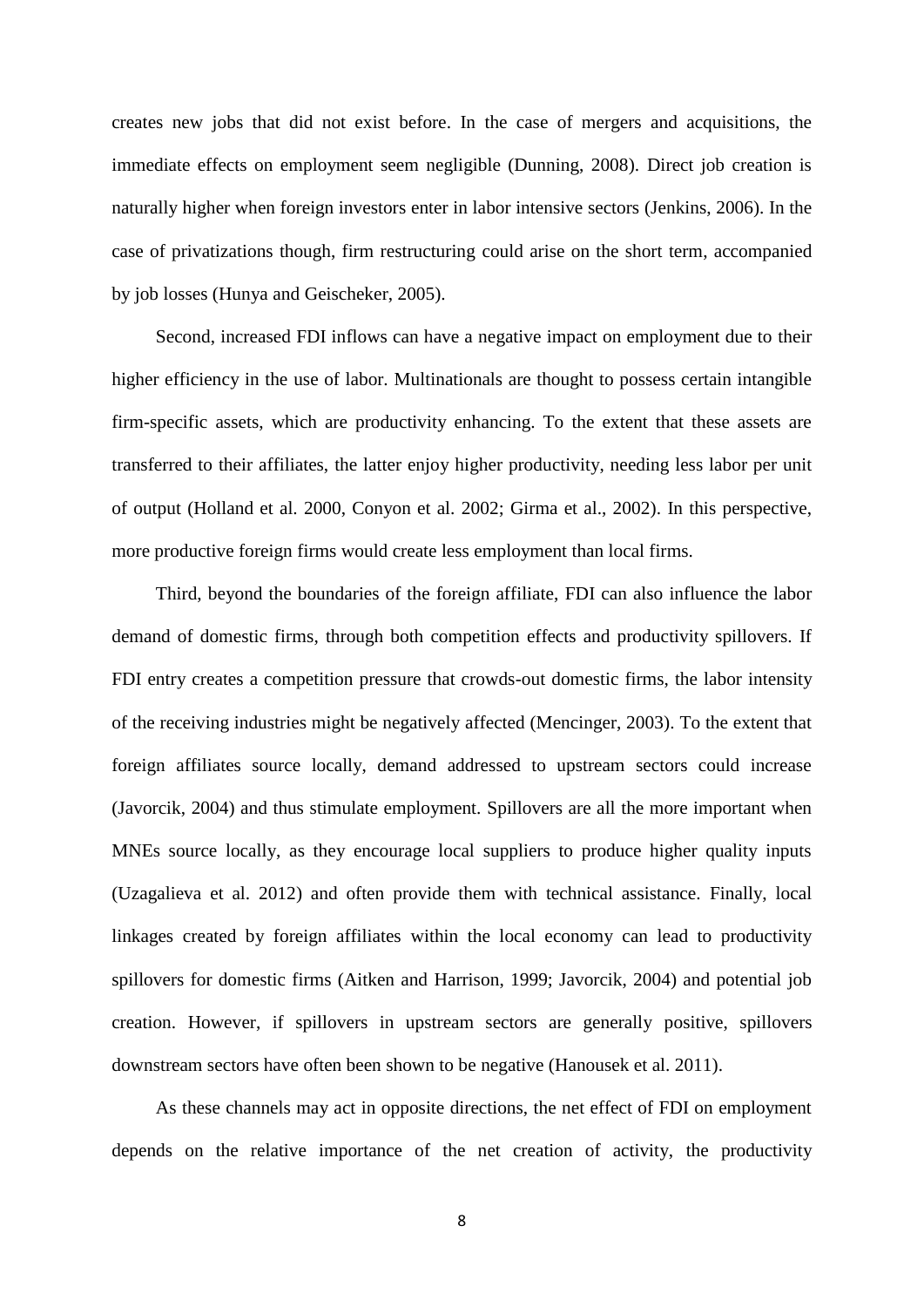creates new jobs that did not exist before. In the case of mergers and acquisitions, the immediate effects on employment seem negligible (Dunning, 2008). Direct job creation is naturally higher when foreign investors enter in labor intensive sectors (Jenkins, 2006). In the case of privatizations though, firm restructuring could arise on the short term, accompanied by job losses (Hunya and Geischeker, 2005).

Second, increased FDI inflows can have a negative impact on employment due to their higher efficiency in the use of labor. Multinationals are thought to possess certain intangible firm-specific assets, which are productivity enhancing. To the extent that these assets are transferred to their affiliates, the latter enjoy higher productivity, needing less labor per unit of output (Holland et al. 2000, Conyon et al. 2002; Girma et al., 2002). In this perspective, more productive foreign firms would create less employment than local firms.

Third, beyond the boundaries of the foreign affiliate, FDI can also influence the labor demand of domestic firms, through both competition effects and productivity spillovers. If FDI entry creates a competition pressure that crowds-out domestic firms, the labor intensity of the receiving industries might be negatively affected (Mencinger, 2003). To the extent that foreign affiliates source locally, demand addressed to upstream sectors could increase (Javorcik, 2004) and thus stimulate employment. Spillovers are all the more important when MNEs source locally, as they encourage local suppliers to produce higher quality inputs (Uzagalieva et al. 2012) and often provide them with technical assistance. Finally, local linkages created by foreign affiliates within the local economy can lead to productivity spillovers for domestic firms (Aitken and Harrison, 1999; Javorcik, 2004) and potential job creation. However, if spillovers in upstream sectors are generally positive, spillovers downstream sectors have often been shown to be negative (Hanousek et al. 2011).

As these channels may act in opposite directions, the net effect of FDI on employment depends on the relative importance of the net creation of activity, the productivity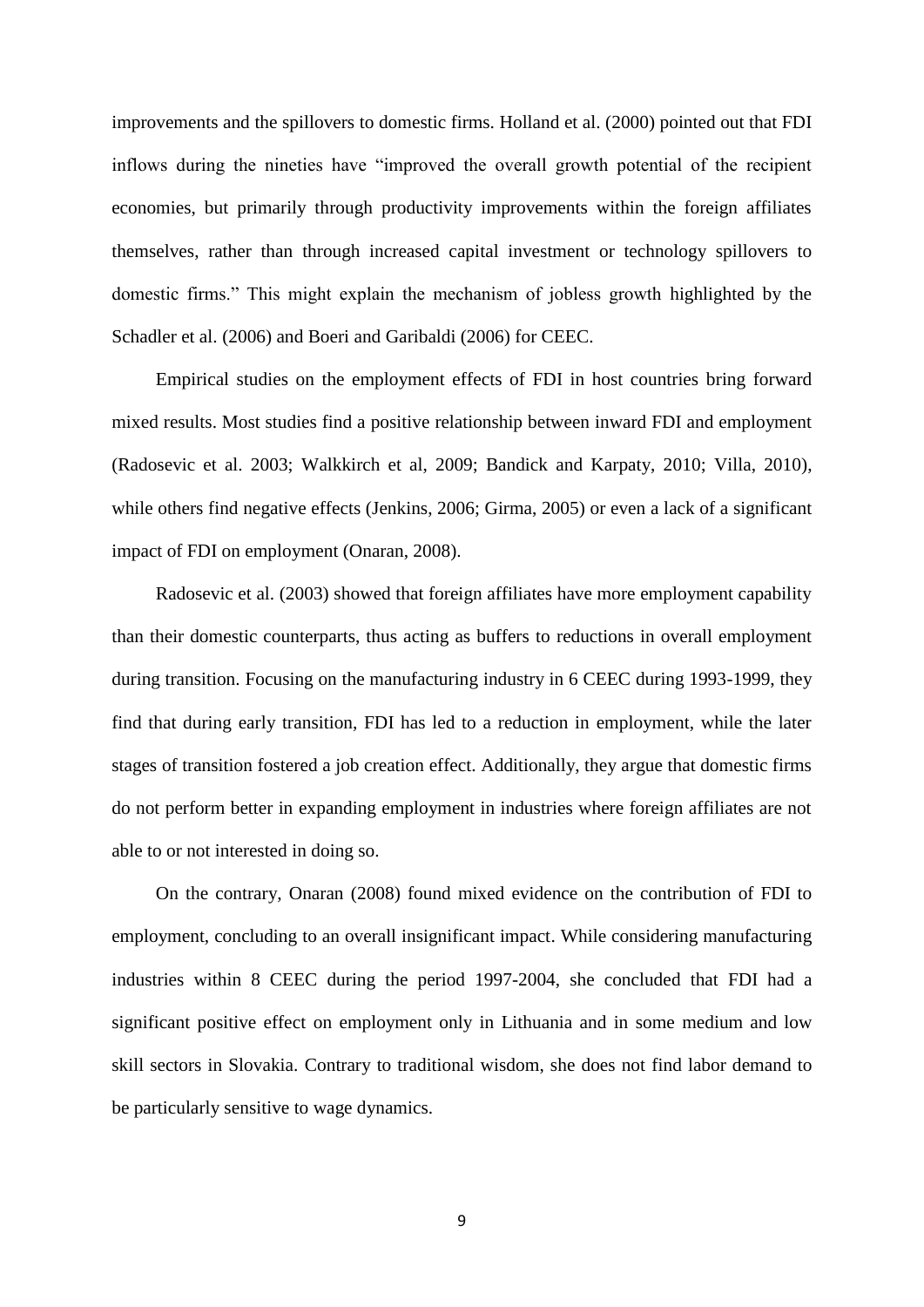improvements and the spillovers to domestic firms. Holland et al. (2000) pointed out that FDI inflows during the nineties have "improved the overall growth potential of the recipient economies, but primarily through productivity improvements within the foreign affiliates themselves, rather than through increased capital investment or technology spillovers to domestic firms." This might explain the mechanism of jobless growth highlighted by the Schadler et al. (2006) and Boeri and Garibaldi (2006) for CEEC.

Empirical studies on the employment effects of FDI in host countries bring forward mixed results. Most studies find a positive relationship between inward FDI and employment (Radosevic et al. 2003; Walkkirch et al, 2009; Bandick and Karpaty, 2010; Villa, 2010), while others find negative effects (Jenkins, 2006; Girma, 2005) or even a lack of a significant impact of FDI on employment (Onaran, 2008).

Radosevic et al. (2003) showed that foreign affiliates have more employment capability than their domestic counterparts, thus acting as buffers to reductions in overall employment during transition. Focusing on the manufacturing industry in 6 CEEC during 1993-1999, they find that during early transition, FDI has led to a reduction in employment, while the later stages of transition fostered a job creation effect. Additionally, they argue that domestic firms do not perform better in expanding employment in industries where foreign affiliates are not able to or not interested in doing so.

On the contrary, Onaran (2008) found mixed evidence on the contribution of FDI to employment, concluding to an overall insignificant impact. While considering manufacturing industries within 8 CEEC during the period 1997-2004, she concluded that FDI had a significant positive effect on employment only in Lithuania and in some medium and low skill sectors in Slovakia. Contrary to traditional wisdom, she does not find labor demand to be particularly sensitive to wage dynamics.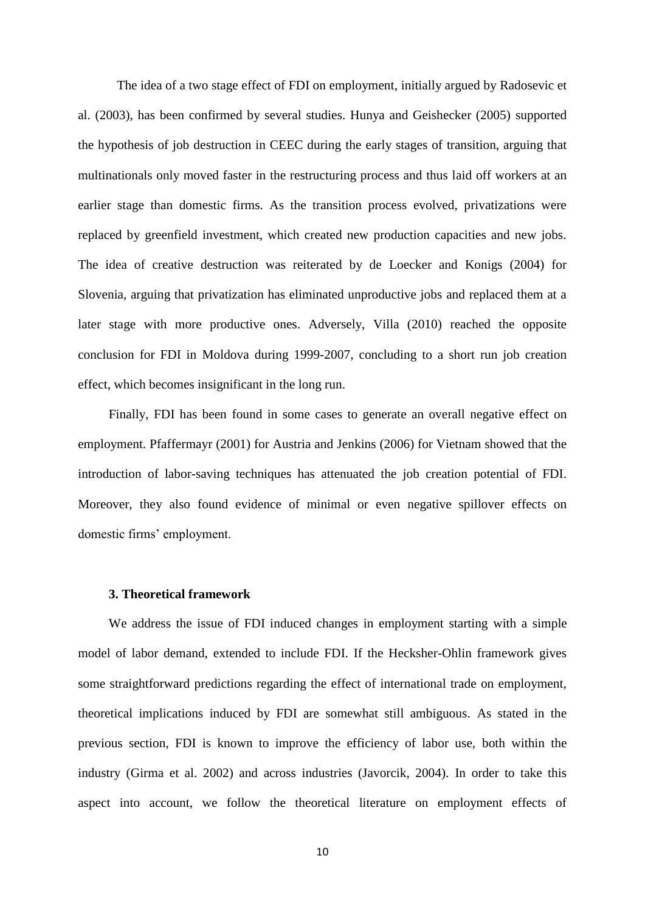The idea of a two stage effect of FDI on employment, initially argued by Radosevic et al. (2003), has been confirmed by several studies. Hunya and Geishecker (2005) supported the hypothesis of job destruction in CEEC during the early stages of transition, arguing that multinationals only moved faster in the restructuring process and thus laid off workers at an earlier stage than domestic firms. As the transition process evolved, privatizations were replaced by greenfield investment, which created new production capacities and new jobs. The idea of creative destruction was reiterated by de Loecker and Konigs (2004) for Slovenia, arguing that privatization has eliminated unproductive jobs and replaced them at a later stage with more productive ones. Adversely, Villa (2010) reached the opposite conclusion for FDI in Moldova during 1999-2007, concluding to a short run job creation effect, which becomes insignificant in the long run.

Finally, FDI has been found in some cases to generate an overall negative effect on employment. Pfaffermayr (2001) for Austria and Jenkins (2006) for Vietnam showed that the introduction of labor-saving techniques has attenuated the job creation potential of FDI. Moreover, they also found evidence of minimal or even negative spillover effects on domestic firms' employment.

### 3. Theoretical framework

We address the issue of FDI induced changes in employment starting with a simple model of labor demand, extended to include FDI. If the Hecksher-Ohlin framework gives some straightforward predictions regarding the effect of international trade on employment, theoretical implications induced by FDI are somewhat still ambiguous. As stated in the previous section, FDI is known to improve the efficiency of labor use, both within the industry (Girma et al. 2002) and across industries (Javorcik, 2004). In order to take this aspect into account, we follow the theoretical literature on employment effects of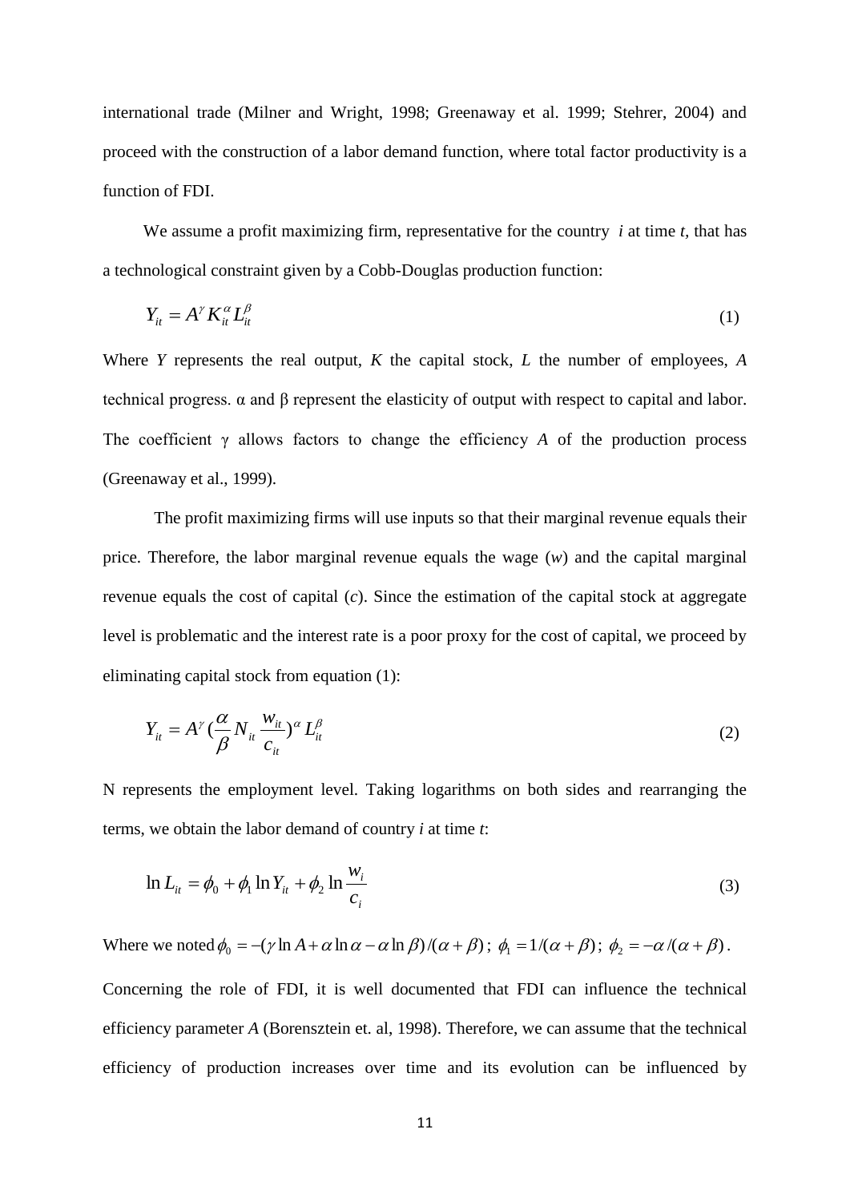international trade (Milner and Wright, 1998; Greenaway et al. 1999; Stehrer, 2004) and proceed with the construction of a labor demand function, where total factor productivity is a function of FDI.

We assume a profit maximizing firm, representative for the country $i$ at time $t$, that has a technological constraint given by a Cobb-Douglas production function:

$$Y_{it} = A^{\gamma} K_{it}^{\alpha} L_{it}^{\beta} \tag{1}$$

Where $Y$ represents the real output, $K$ the capital stock, $L$ the number of employees, $A$ technical progress. α and β represent the elasticity of output with respect to capital and labor. The coefficient γ allows factors to change the efficiency $A$ of the production process (Greenaway et al., 1999).

The profit maximizing firms will use inputs so that their marginal revenue equals their price. Therefore, the labor marginal revenue equals the wage ($w$) and the capital marginal revenue equals the cost of capital ($c$). Since the estimation of the capital stock at aggregate level is problematic and the interest rate is a poor proxy for the cost of capital, we proceed by eliminating capital stock from equation (1):

$$Y_{it} = A^{\gamma} \left(\frac{\alpha}{\beta} N_{it} \frac{w_{it}}{c_{it}}\right)^{\alpha} L_{it}^{\beta} \tag{2}$$

N represents the employment level. Taking logarithms on both sides and rearranging the terms, we obtain the labor demand of country $i$ at time $t$:

$$\ln L_{it} = \phi_0 + \phi_1 \ln Y_{it} + \phi_2 \ln \frac{w_i}{c_i} \tag{3}$$

Where we noted $\phi_0 = -(\gamma \ln A + \alpha \ln \alpha - \alpha \ln \beta)/(\alpha + \beta)$; $\phi_1 = 1/(\alpha + \beta)$; $\phi_2 = -\alpha/(\alpha + \beta)$.

Concerning the role of FDI, it is well documented that FDI can influence the technical efficiency parameter $A$ (Borensztein et. al, 1998). Therefore, we can assume that the technical efficiency of production increases over time and its evolution can be influenced by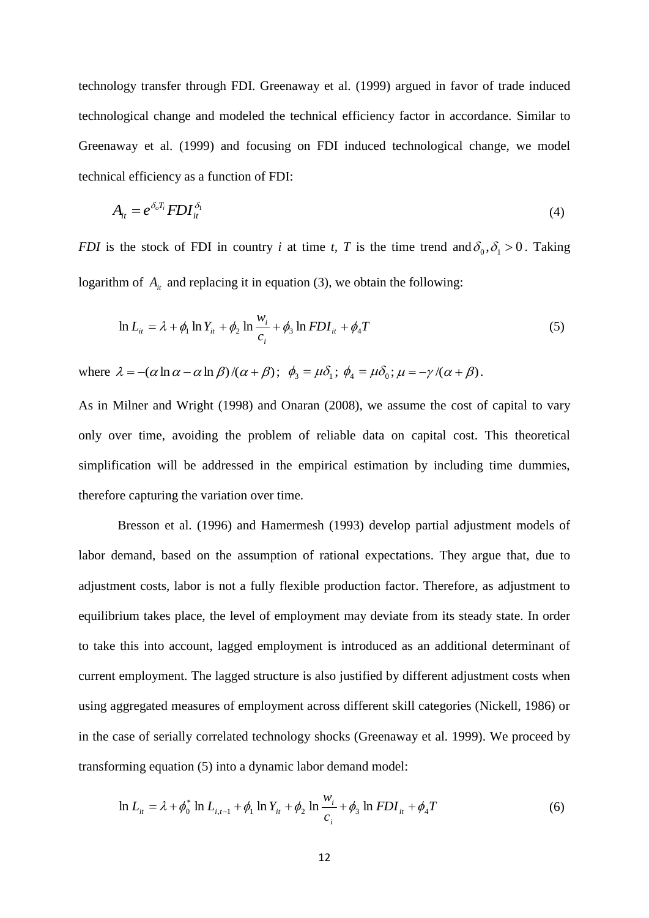technology transfer through FDI. Greenaway et al. (1999) argued in favor of trade induced technological change and modeled the technical efficiency factor in accordance. Similar to Greenaway et al. (1999) and focusing on FDI induced technological change, we model technical efficiency as a function of FDI:

$$A_{it} = e^{\delta_o T_i} FDI_{it}^{\delta_1} \tag{4}$$

*FDI* is the stock of FDI in country *i* at time *t*, *T* is the time trend and $\delta_0, \delta_1 > 0$. Taking logarithm of $A_{it}$ and replacing it in equation (3), we obtain the following:

$$\ln L_{it} = \lambda + \phi_1 \ln Y_{it} + \phi_2 \ln \frac{w_i}{c_i} + \phi_3 \ln FDI_{it} + \phi_4 T \tag{5}$$

where $\lambda = -(\alpha \ln \alpha - \alpha \ln \beta)/(\alpha + \beta)$; $\phi_3 = \mu\delta_1$; $\phi_4 = \mu\delta_0$; $\mu = -\gamma/(\alpha + \beta)$.

As in Milner and Wright (1998) and Onaran (2008), we assume the cost of capital to vary only over time, avoiding the problem of reliable data on capital cost. This theoretical simplification will be addressed in the empirical estimation by including time dummies, therefore capturing the variation over time.

Bresson et al. (1996) and Hamermesh (1993) develop partial adjustment models of labor demand, based on the assumption of rational expectations. They argue that, due to adjustment costs, labor is not a fully flexible production factor. Therefore, as adjustment to equilibrium takes place, the level of employment may deviate from its steady state. In order to take this into account, lagged employment is introduced as an additional determinant of current employment. The lagged structure is also justified by different adjustment costs when using aggregated measures of employment across different skill categories (Nickell, 1986) or in the case of serially correlated technology shocks (Greenaway et al. 1999). We proceed by transforming equation (5) into a dynamic labor demand model:

$$\ln L_{it} = \lambda + \phi_0^* \ln L_{i,t-1} + \phi_1 \ln Y_{it} + \phi_2 \ln \frac{w_i}{c_i} + \phi_3 \ln FDI_{it} + \phi_4 T \tag{6}$$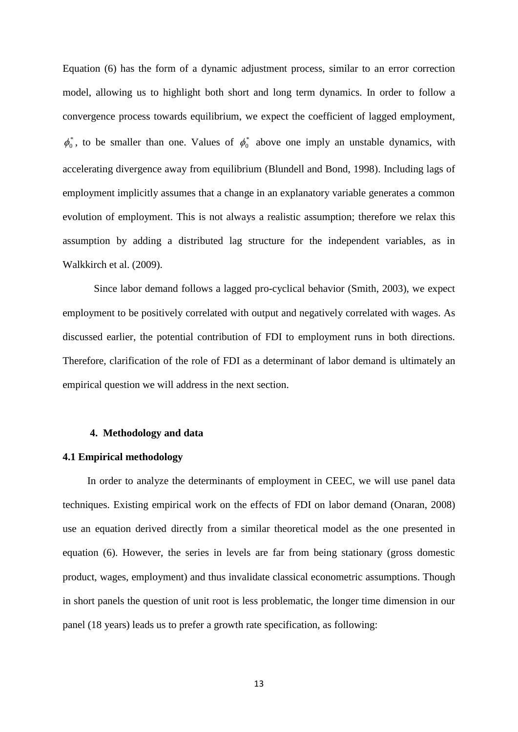Equation (6) has the form of a dynamic adjustment process, similar to an error correction model, allowing us to highlight both short and long term dynamics. In order to follow a convergence process towards equilibrium, we expect the coefficient of lagged employment, $\phi_0^*$, to be smaller than one. Values of $\phi_0^*$ above one imply an unstable dynamics, with accelerating divergence away from equilibrium (Blundell and Bond, 1998). Including lags of employment implicitly assumes that a change in an explanatory variable generates a common evolution of employment. This is not always a realistic assumption; therefore we relax this assumption by adding a distributed lag structure for the independent variables, as in Walkkirch et al. (2009).

Since labor demand follows a lagged pro-cyclical behavior (Smith, 2003), we expect employment to be positively correlated with output and negatively correlated with wages. As discussed earlier, the potential contribution of FDI to employment runs in both directions. Therefore, clarification of the role of FDI as a determinant of labor demand is ultimately an empirical question we will address in the next section.

## 4. Methodology and data

### 4.1 Empirical methodology

In order to analyze the determinants of employment in CEEC, we will use panel data techniques. Existing empirical work on the effects of FDI on labor demand (Onaran, 2008) use an equation derived directly from a similar theoretical model as the one presented in equation (6). However, the series in levels are far from being stationary (gross domestic product, wages, employment) and thus invalidate classical econometric assumptions. Though in short panels the question of unit root is less problematic, the longer time dimension in our panel (18 years) leads us to prefer a growth rate specification, as following: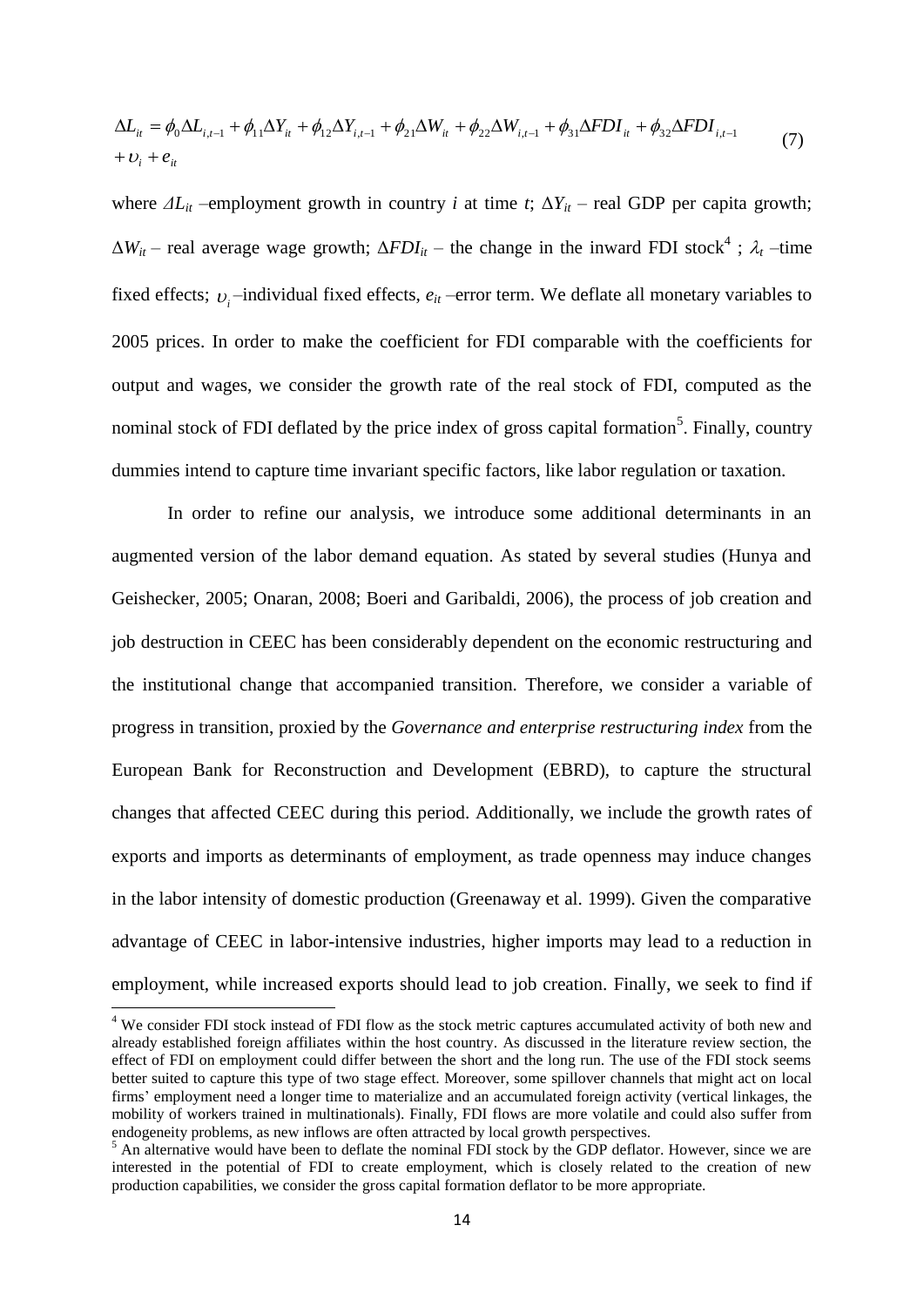$$\Delta L_{it} = \phi_0 \Delta L_{i,t-1} + \phi_{11}\Delta Y_{it} + \phi_{12}\Delta Y_{i,t-1} + \phi_{21}\Delta W_{it} + \phi_{22}\Delta W_{i,t-1} + \phi_{31}\Delta FDI_{it} + \phi_{32}\Delta FDI_{i,t-1} + \upsilon_i + e_{it} \tag{7}$$

where $\Delta L_{it}$ –employment growth in country *i* at time *t*; $\Delta Y_{it}$ – real GDP per capita growth; $\Delta W_{it}$ – real average wage growth; $\Delta FDI_{it}$ – the change in the inward FDI stock[4] ; $\lambda_t$ –time fixed effects; $\upsilon_i$ –individual fixed effects, $e_{it}$ –error term. We deflate all monetary variables to 2005 prices. In order to make the coefficient for FDI comparable with the coefficients for output and wages, we consider the growth rate of the real stock of FDI, computed as the nominal stock of FDI deflated by the price index of gross capital formation[5]. Finally, country dummies intend to capture time invariant specific factors, like labor regulation or taxation.

In order to refine our analysis, we introduce some additional determinants in an augmented version of the labor demand equation. As stated by several studies (Hunya and Geishecker, 2005; Onaran, 2008; Boeri and Garibaldi, 2006), the process of job creation and job destruction in CEEC has been considerably dependent on the economic restructuring and the institutional change that accompanied transition. Therefore, we consider a variable of progress in transition, proxied by the *Governance and enterprise restructuring index* from the European Bank for Reconstruction and Development (EBRD), to capture the structural changes that affected CEEC during this period. Additionally, we include the growth rates of exports and imports as determinants of employment, as trade openness may induce changes in the labor intensity of domestic production (Greenaway et al. 1999). Given the comparative advantage of CEEC in labor-intensive industries, higher imports may lead to a reduction in employment, while increased exports should lead to job creation. Finally, we seek to find if

[4] We consider FDI stock instead of FDI flow as the stock metric captures accumulated activity of both new and already established foreign affiliates within the host country. As discussed in the literature review section, the effect of FDI on employment could differ between the short and the long run. The use of the FDI stock seems better suited to capture this type of two stage effect. Moreover, some spillover channels that might act on local firms' employment need a longer time to materialize and an accumulated foreign activity (vertical linkages, the mobility of workers trained in multinationals). Finally, FDI flows are more volatile and could also suffer from endogeneity problems, as new inflows are often attracted by local growth perspectives.

[5] An alternative would have been to deflate the nominal FDI stock by the GDP deflator. However, since we are interested in the potential of FDI to create employment, which is closely related to the creation of new production capabilities, we consider the gross capital formation deflator to be more appropriate.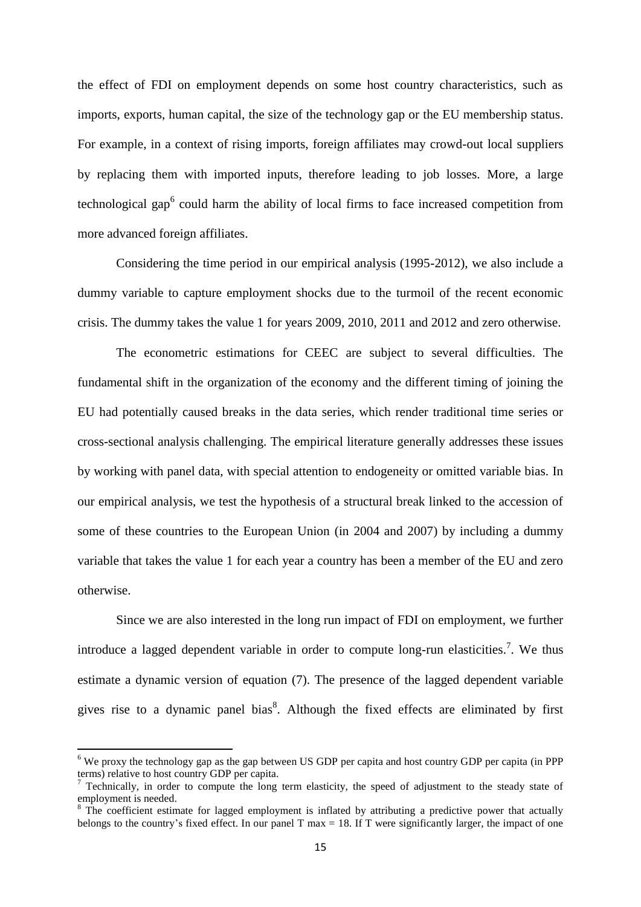the effect of FDI on employment depends on some host country characteristics, such as imports, exports, human capital, the size of the technology gap or the EU membership status. For example, in a context of rising imports, foreign affiliates may crowd-out local suppliers by replacing them with imported inputs, therefore leading to job losses. More, a large technological gap[6] could harm the ability of local firms to face increased competition from more advanced foreign affiliates.

Considering the time period in our empirical analysis (1995-2012), we also include a dummy variable to capture employment shocks due to the turmoil of the recent economic crisis. The dummy takes the value 1 for years 2009, 2010, 2011 and 2012 and zero otherwise.

The econometric estimations for CEEC are subject to several difficulties. The fundamental shift in the organization of the economy and the different timing of joining the EU had potentially caused breaks in the data series, which render traditional time series or cross-sectional analysis challenging. The empirical literature generally addresses these issues by working with panel data, with special attention to endogeneity or omitted variable bias. In our empirical analysis, we test the hypothesis of a structural break linked to the accession of some of these countries to the European Union (in 2004 and 2007) by including a dummy variable that takes the value 1 for each year a country has been a member of the EU and zero otherwise.

Since we are also interested in the long run impact of FDI on employment, we further introduce a lagged dependent variable in order to compute long-run elasticities.[7]. We thus estimate a dynamic version of equation (7). The presence of the lagged dependent variable gives rise to a dynamic panel bias[8]. Although the fixed effects are eliminated by first

[6] We proxy the technology gap as the gap between US GDP per capita and host country GDP per capita (in PPP terms) relative to host country GDP per capita.

[7] Technically, in order to compute the long term elasticity, the speed of adjustment to the steady state of employment is needed.

[8] The coefficient estimate for lagged employment is inflated by attributing a predictive power that actually belongs to the country's fixed effect. In our panel T max = 18. If T were significantly larger, the impact of one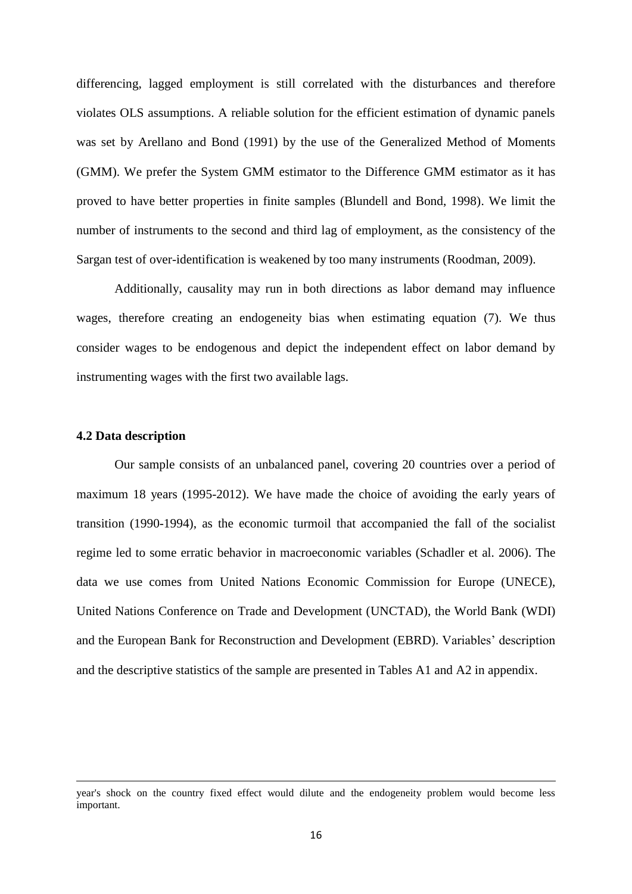differencing, lagged employment is still correlated with the disturbances and therefore violates OLS assumptions. A reliable solution for the efficient estimation of dynamic panels was set by Arellano and Bond (1991) by the use of the Generalized Method of Moments (GMM). We prefer the System GMM estimator to the Difference GMM estimator as it has proved to have better properties in finite samples (Blundell and Bond, 1998). We limit the number of instruments to the second and third lag of employment, as the consistency of the Sargan test of over-identification is weakened by too many instruments (Roodman, 2009).

Additionally, causality may run in both directions as labor demand may influence wages, therefore creating an endogeneity bias when estimating equation (7). We thus consider wages to be endogenous and depict the independent effect on labor demand by instrumenting wages with the first two available lags.

### 4.2 Data description

Our sample consists of an unbalanced panel, covering 20 countries over a period of maximum 18 years (1995-2012). We have made the choice of avoiding the early years of transition (1990-1994), as the economic turmoil that accompanied the fall of the socialist regime led to some erratic behavior in macroeconomic variables (Schadler et al. 2006). The data we use comes from United Nations Economic Commission for Europe (UNECE), United Nations Conference on Trade and Development (UNCTAD), the World Bank (WDI) and the European Bank for Reconstruction and Development (EBRD). Variables' description and the descriptive statistics of the sample are presented in Tables A1 and A2 in appendix.

---

year's shock on the country fixed effect would dilute and the endogeneity problem would become less important.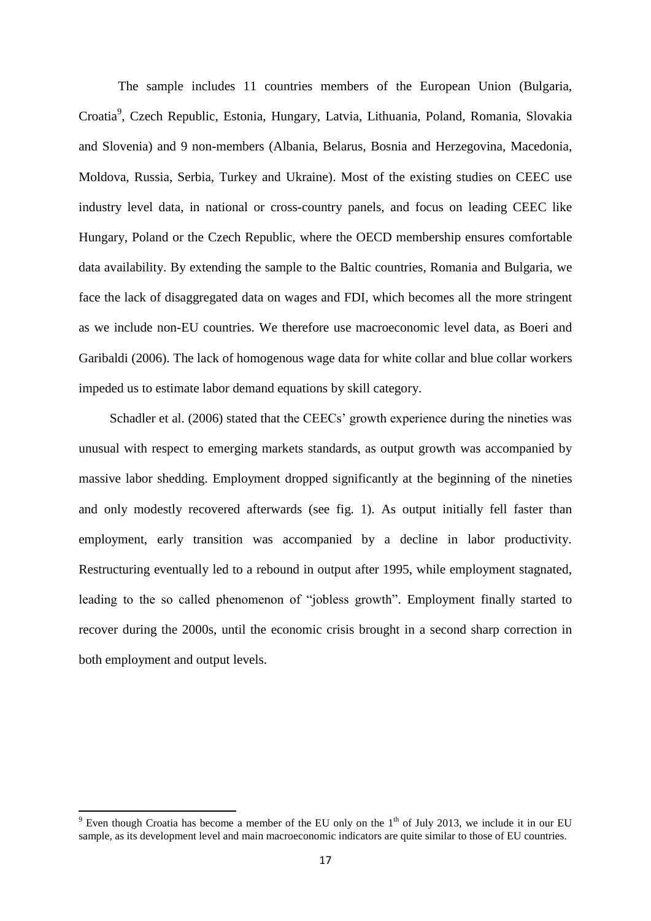The sample includes 11 countries members of the European Union (Bulgaria, Croatia[9], Czech Republic, Estonia, Hungary, Latvia, Lithuania, Poland, Romania, Slovakia and Slovenia) and 9 non-members (Albania, Belarus, Bosnia and Herzegovina, Macedonia, Moldova, Russia, Serbia, Turkey and Ukraine). Most of the existing studies on CEEC use industry level data, in national or cross-country panels, and focus on leading CEEC like Hungary, Poland or the Czech Republic, where the OECD membership ensures comfortable data availability. By extending the sample to the Baltic countries, Romania and Bulgaria, we face the lack of disaggregated data on wages and FDI, which becomes all the more stringent as we include non-EU countries. We therefore use macroeconomic level data, as Boeri and Garibaldi (2006). The lack of homogenous wage data for white collar and blue collar workers impeded us to estimate labor demand equations by skill category.

Schadler et al. (2006) stated that the CEECs' growth experience during the nineties was unusual with respect to emerging markets standards, as output growth was accompanied by massive labor shedding. Employment dropped significantly at the beginning of the nineties and only modestly recovered afterwards (see fig. 1). As output initially fell faster than employment, early transition was accompanied by a decline in labor productivity. Restructuring eventually led to a rebound in output after 1995, while employment stagnated, leading to the so called phenomenon of "jobless growth". Employment finally started to recover during the 2000s, until the economic crisis brought in a second sharp correction in both employment and output levels.

[9] Even though Croatia has become a member of the EU only on the 1th of July 2013, we include it in our EU sample, as its development level and main macroeconomic indicators are quite similar to those of EU countries.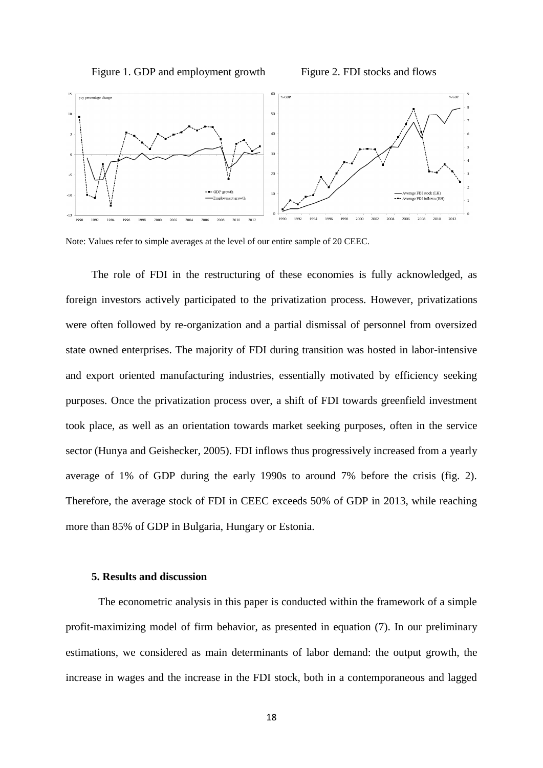Figure 1. GDP and employment growth

Figure 2. FDI stocks and flows

yoy percentage change

15
10
5
0
-5
-10
-15

1990 1992 1994 1996 1998 2000 2002 2004 2006 2008 2010 2012

GDP growth
Employment growth

% GDP

60
50
40
30
20
10
0

% GDP

9
8
7
6
5
4
3
2
1
0

1990 1992 1994 1996 1998 2000 2002 2004 2006 2008 2010 2012

Average FDI stock (LH)
Average FDI inflows (RH)

Note: Values refer to simple averages at the level of our entire sample of 20 CEEC.

The role of FDI in the restructuring of these economies is fully acknowledged, as foreign investors actively participated to the privatization process. However, privatizations were often followed by re-organization and a partial dismissal of personnel from oversized state owned enterprises. The majority of FDI during transition was hosted in labor-intensive and export oriented manufacturing industries, essentially motivated by efficiency seeking purposes. Once the privatization process over, a shift of FDI towards greenfield investment took place, as well as an orientation towards market seeking purposes, often in the service sector (Hunya and Geishecker, 2005). FDI inflows thus progressively increased from a yearly average of 1% of GDP during the early 1990s to around 7% before the crisis (fig. 2). Therefore, the average stock of FDI in CEEC exceeds 50% of GDP in 2013, while reaching more than 85% of GDP in Bulgaria, Hungary or Estonia.

### 5. Results and discussion

The econometric analysis in this paper is conducted within the framework of a simple profit-maximizing model of firm behavior, as presented in equation (7). In our preliminary estimations, we considered as main determinants of labor demand: the output growth, the increase in wages and the increase in the FDI stock, both in a contemporaneous and lagged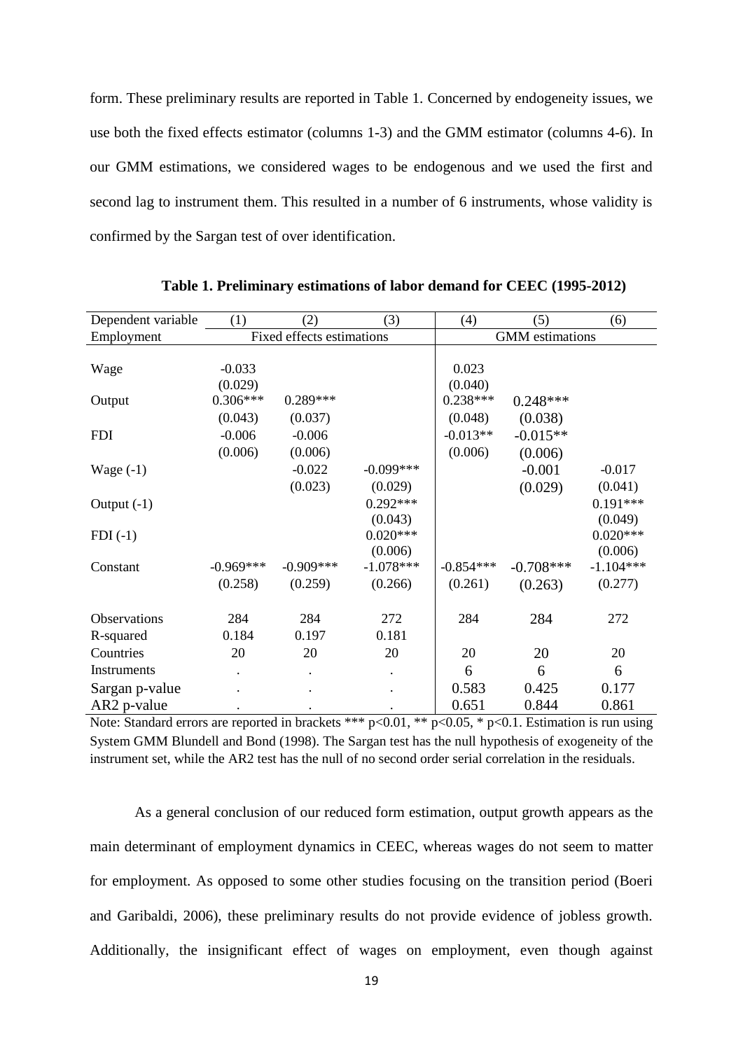form. These preliminary results are reported in Table 1. Concerned by endogeneity issues, we use both the fixed effects estimator (columns 1-3) and the GMM estimator (columns 4-6). In our GMM estimations, we considered wages to be endogenous and we used the first and second lag to instrument them. This resulted in a number of 6 instruments, whose validity is confirmed by the Sargan test of over identification.

**Table 1. Preliminary estimations of labor demand for CEEC (1995-2012)**

| Dependent variable | (1) | (2) | (3) | (4) | (5) | (6) |
|---|---|---|---|---|---|---|
| Employment | Fixed effects estimations | | | GMM estimations | | |
| Wage | -0.033 | | | 0.023 | | |
| | (0.029) | | | (0.040) | | |
| Output | 0.306*** | 0.289*** | | 0.238*** | 0.248*** | |
| | (0.043) | (0.037) | | (0.048) | (0.038) | |
| FDI | -0.006 | -0.006 | | -0.013** | -0.015** | |
| | (0.006) | (0.006) | | (0.006) | (0.006) | |
| Wage (-1) | | -0.022 | -0.099*** | | -0.001 | -0.017 |
| | | (0.023) | (0.029) | | (0.029) | (0.041) |
| Output (-1) | | | 0.292*** | | | 0.191*** |
| | | | (0.043) | | | (0.049) |
| FDI (-1) | | | 0.020*** | | | 0.020*** |
| | | | (0.006) | | | (0.006) |
| Constant | -0.969*** | -0.909*** | -1.078*** | -0.854*** | -0.708*** | -1.104*** |
| | (0.258) | (0.259) | (0.266) | (0.261) | (0.263) | (0.277) |
| Observations | 284 | 284 | 272 | 284 | 284 | 272 |
| R-squared | 0.184 | 0.197 | 0.181 | | | |
| Countries | 20 | 20 | 20 | 20 | 20 | 20 |
| Instruments | . | . | . | 6 | 6 | 6 |
| Sargan p-value | . | . | . | 0.583 | 0.425 | 0.177 |
| AR2 p-value | . | . | . | 0.651 | 0.844 | 0.861 |

Note: Standard errors are reported in brackets *** p<0.01, ** p<0.05, * p<0.1. Estimation is run using System GMM Blundell and Bond (1998). The Sargan test has the null hypothesis of exogeneity of the instrument set, while the AR2 test has the null of no second order serial correlation in the residuals.

As a general conclusion of our reduced form estimation, output growth appears as the main determinant of employment dynamics in CEEC, whereas wages do not seem to matter for employment. As opposed to some other studies focusing on the transition period (Boeri and Garibaldi, 2006), these preliminary results do not provide evidence of jobless growth. Additionally, the insignificant effect of wages on employment, even though against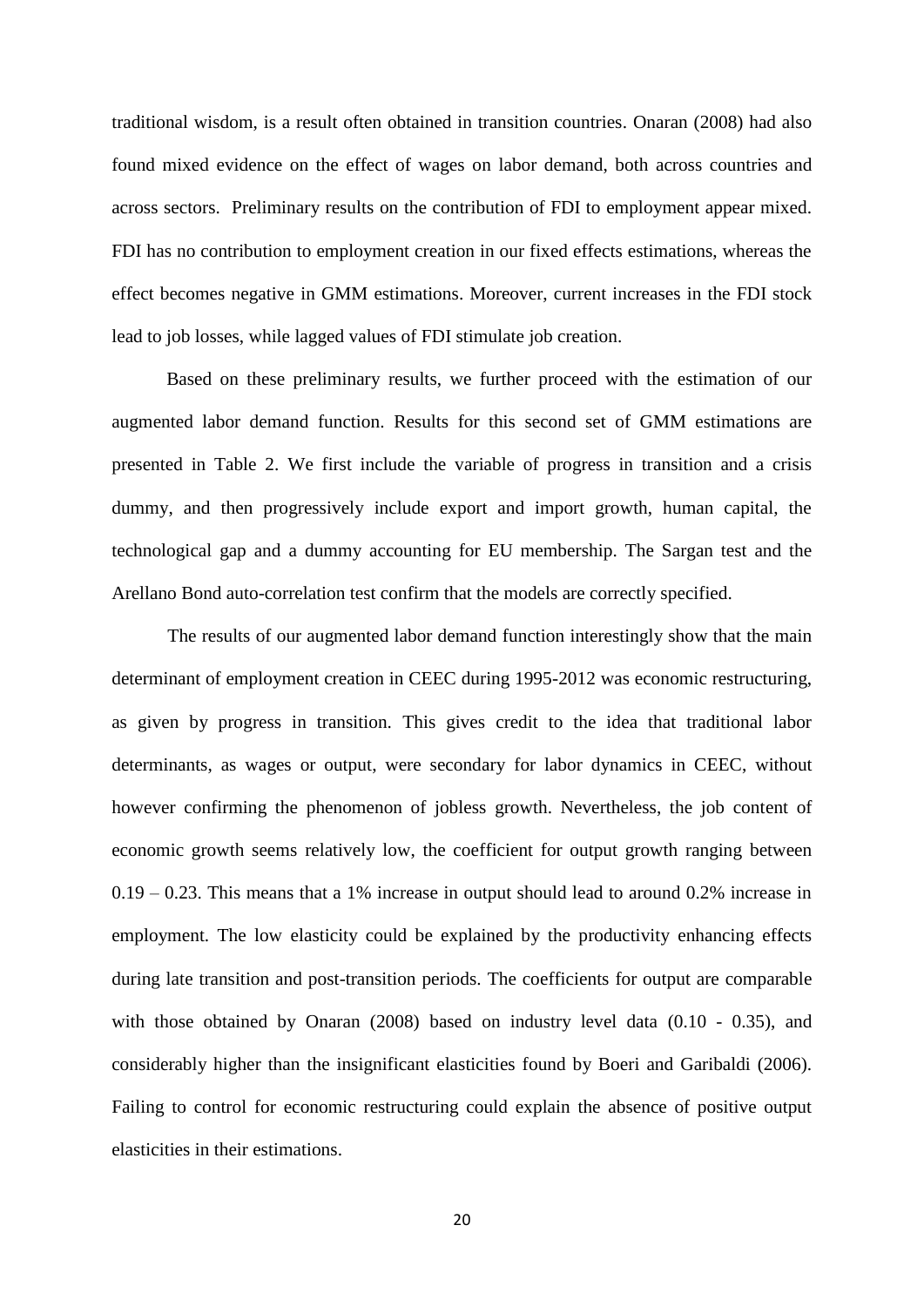traditional wisdom, is a result often obtained in transition countries. Onaran (2008) had also found mixed evidence on the effect of wages on labor demand, both across countries and across sectors. Preliminary results on the contribution of FDI to employment appear mixed. FDI has no contribution to employment creation in our fixed effects estimations, whereas the effect becomes negative in GMM estimations. Moreover, current increases in the FDI stock lead to job losses, while lagged values of FDI stimulate job creation.

Based on these preliminary results, we further proceed with the estimation of our augmented labor demand function. Results for this second set of GMM estimations are presented in Table 2. We first include the variable of progress in transition and a crisis dummy, and then progressively include export and import growth, human capital, the technological gap and a dummy accounting for EU membership. The Sargan test and the Arellano Bond auto-correlation test confirm that the models are correctly specified.

The results of our augmented labor demand function interestingly show that the main determinant of employment creation in CEEC during 1995-2012 was economic restructuring, as given by progress in transition. This gives credit to the idea that traditional labor determinants, as wages or output, were secondary for labor dynamics in CEEC, without however confirming the phenomenon of jobless growth. Nevertheless, the job content of economic growth seems relatively low, the coefficient for output growth ranging between 0.19 – 0.23. This means that a 1% increase in output should lead to around 0.2% increase in employment. The low elasticity could be explained by the productivity enhancing effects during late transition and post-transition periods. The coefficients for output are comparable with those obtained by Onaran (2008) based on industry level data (0.10 - 0.35), and considerably higher than the insignificant elasticities found by Boeri and Garibaldi (2006). Failing to control for economic restructuring could explain the absence of positive output elasticities in their estimations.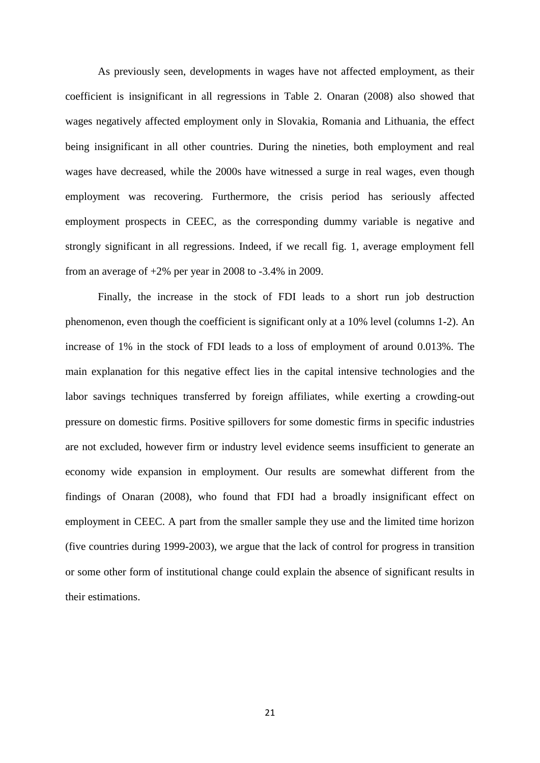As previously seen, developments in wages have not affected employment, as their coefficient is insignificant in all regressions in Table 2. Onaran (2008) also showed that wages negatively affected employment only in Slovakia, Romania and Lithuania, the effect being insignificant in all other countries. During the nineties, both employment and real wages have decreased, while the 2000s have witnessed a surge in real wages, even though employment was recovering. Furthermore, the crisis period has seriously affected employment prospects in CEEC, as the corresponding dummy variable is negative and strongly significant in all regressions. Indeed, if we recall fig. 1, average employment fell from an average of +2% per year in 2008 to -3.4% in 2009.

Finally, the increase in the stock of FDI leads to a short run job destruction phenomenon, even though the coefficient is significant only at a 10% level (columns 1-2). An increase of 1% in the stock of FDI leads to a loss of employment of around 0.013%. The main explanation for this negative effect lies in the capital intensive technologies and the labor savings techniques transferred by foreign affiliates, while exerting a crowding-out pressure on domestic firms. Positive spillovers for some domestic firms in specific industries are not excluded, however firm or industry level evidence seems insufficient to generate an economy wide expansion in employment. Our results are somewhat different from the findings of Onaran (2008), who found that FDI had a broadly insignificant effect on employment in CEEC. A part from the smaller sample they use and the limited time horizon (five countries during 1999-2003), we argue that the lack of control for progress in transition or some other form of institutional change could explain the absence of significant results in their estimations.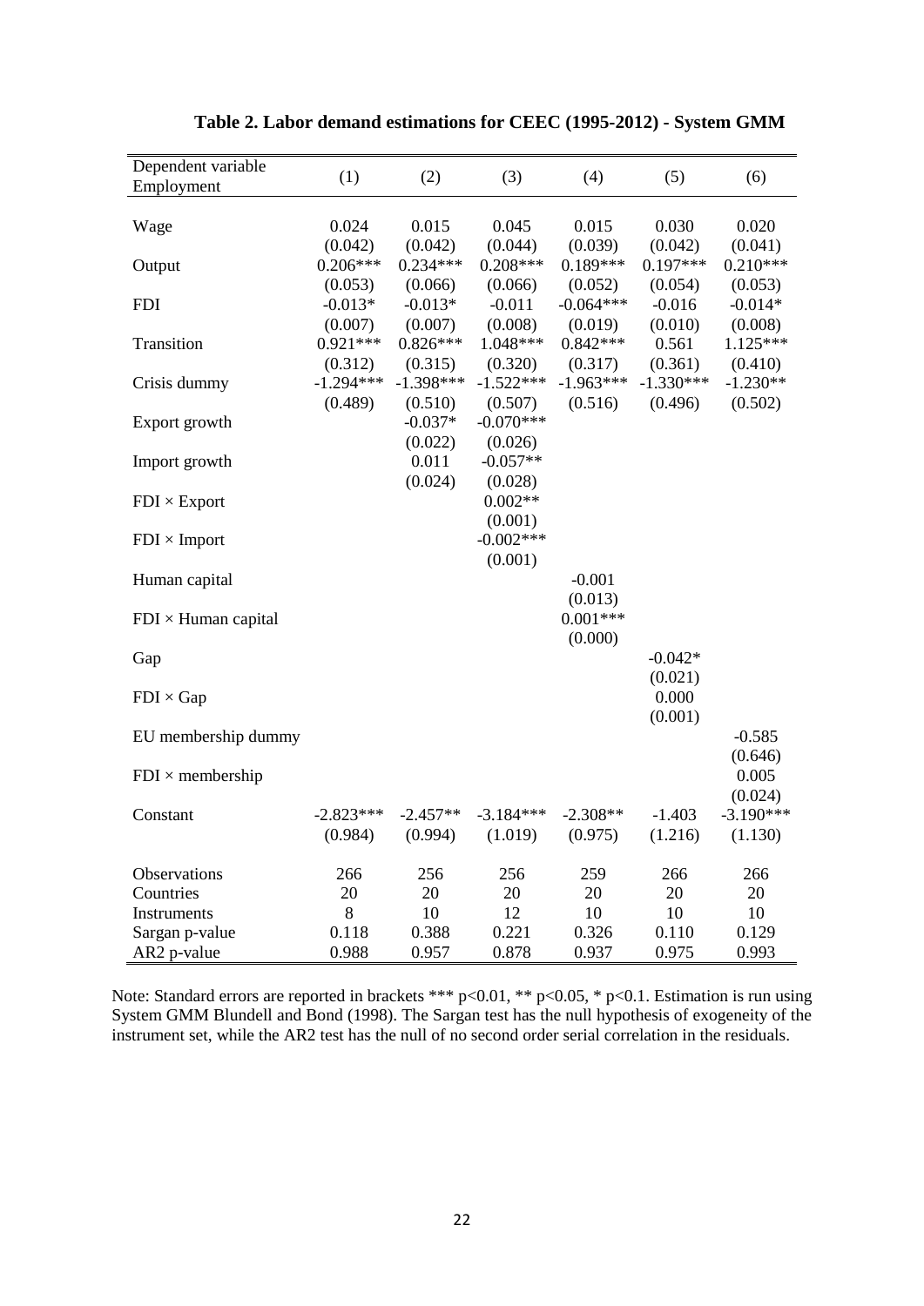**Table 2. Labor demand estimations for CEEC (1995-2012) - System GMM**

| Dependent variable Employment | (1) | (2) | (3) | (4) | (5) | (6) |
|---|---|---|---|---|---|---|
| Wage | 0.024 | 0.015 | 0.045 | 0.015 | 0.030 | 0.020 |
| | (0.042) | (0.042) | (0.044) | (0.039) | (0.042) | (0.041) |
| Output | 0.206*** | 0.234*** | 0.208*** | 0.189*** | 0.197*** | 0.210*** |
| | (0.053) | (0.066) | (0.066) | (0.052) | (0.054) | (0.053) |
| FDI | -0.013* | -0.013* | -0.011 | -0.064*** | -0.016 | -0.014* |
| | (0.007) | (0.007) | (0.008) | (0.019) | (0.010) | (0.008) |
| Transition | 0.921*** | 0.826*** | 1.048*** | 0.842*** | 0.561 | 1.125*** |
| | (0.312) | (0.315) | (0.320) | (0.317) | (0.361) | (0.410) |
| Crisis dummy | -1.294*** | -1.398*** | -1.522*** | -1.963*** | -1.330*** | -1.230** |
| | (0.489) | (0.510) | (0.507) | (0.516) | (0.496) | (0.502) |
| Export growth | | -0.037* | -0.070*** | | | |
| | | (0.022) | (0.026) | | | |
| Import growth | | 0.011 | -0.057** | | | |
| | | (0.024) | (0.028) | | | |
| FDI × Export | | | 0.002** | | | |
| | | | (0.001) | | | |
| FDI × Import | | | -0.002*** | | | |
| | | | (0.001) | | | |
| Human capital | | | | -0.001 | | |
| | | | | (0.013) | | |
| FDI × Human capital | | | | 0.001*** | | |
| | | | | (0.000) | | |
| Gap | | | | | -0.042* | |
| | | | | | (0.021) | |
| FDI × Gap | | | | | 0.000 | |
| | | | | | (0.001) | |
| EU membership dummy | | | | | | -0.585 |
| | | | | | | (0.646) |
| FDI × membership | | | | | | 0.005 |
| | | | | | | (0.024) |
| Constant | -2.823*** | -2.457** | -3.184*** | -2.308** | -1.403 | -3.190*** |
| | (0.984) | (0.994) | (1.019) | (0.975) | (1.216) | (1.130) |
| Observations | 266 | 256 | 256 | 259 | 266 | 266 |
| Countries | 20 | 20 | 20 | 20 | 20 | 20 |
| Instruments | 8 | 10 | 12 | 10 | 10 | 10 |
| Sargan p-value | 0.118 | 0.388 | 0.221 | 0.326 | 0.110 | 0.129 |
| AR2 p-value | 0.988 | 0.957 | 0.878 | 0.937 | 0.975 | 0.993 |

Note: Standard errors are reported in brackets *** p<0.01, ** p<0.05, * p<0.1. Estimation is run using System GMM Blundell and Bond (1998). The Sargan test has the null hypothesis of exogeneity of the instrument set, while the AR2 test has the null of no second order serial correlation in the residuals.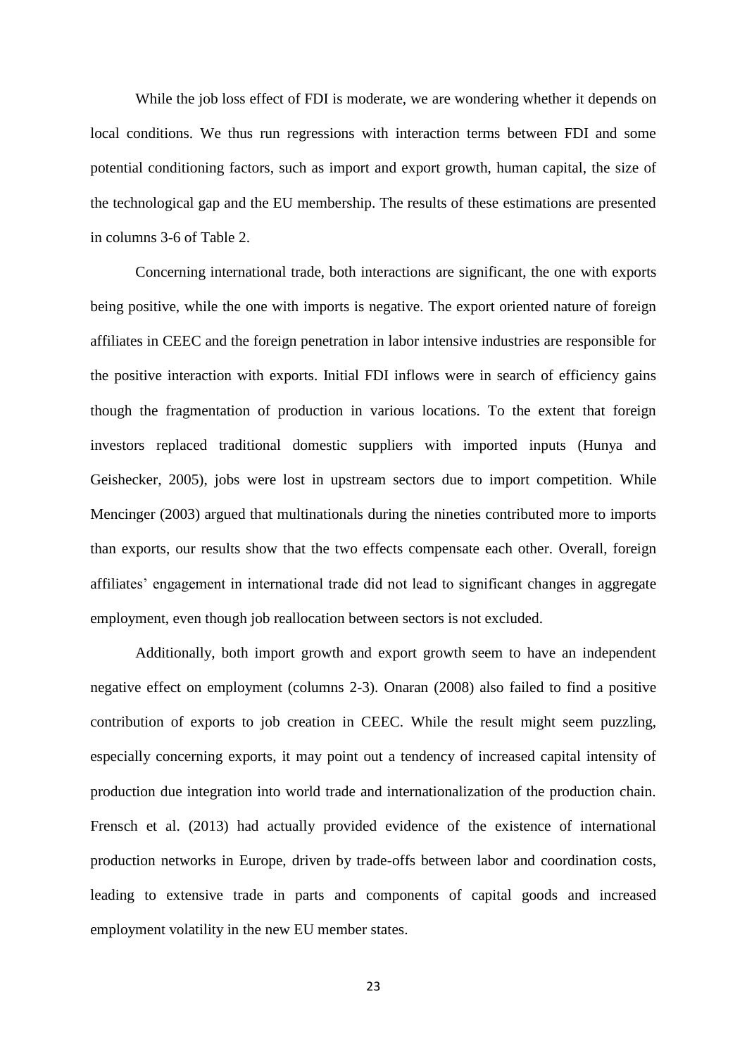While the job loss effect of FDI is moderate, we are wondering whether it depends on local conditions. We thus run regressions with interaction terms between FDI and some potential conditioning factors, such as import and export growth, human capital, the size of the technological gap and the EU membership. The results of these estimations are presented in columns 3-6 of Table 2.

Concerning international trade, both interactions are significant, the one with exports being positive, while the one with imports is negative. The export oriented nature of foreign affiliates in CEEC and the foreign penetration in labor intensive industries are responsible for the positive interaction with exports. Initial FDI inflows were in search of efficiency gains though the fragmentation of production in various locations. To the extent that foreign investors replaced traditional domestic suppliers with imported inputs (Hunya and Geishecker, 2005), jobs were lost in upstream sectors due to import competition. While Mencinger (2003) argued that multinationals during the nineties contributed more to imports than exports, our results show that the two effects compensate each other. Overall, foreign affiliates' engagement in international trade did not lead to significant changes in aggregate employment, even though job reallocation between sectors is not excluded.

Additionally, both import growth and export growth seem to have an independent negative effect on employment (columns 2-3). Onaran (2008) also failed to find a positive contribution of exports to job creation in CEEC. While the result might seem puzzling, especially concerning exports, it may point out a tendency of increased capital intensity of production due integration into world trade and internationalization of the production chain. Frensch et al. (2013) had actually provided evidence of the existence of international production networks in Europe, driven by trade-offs between labor and coordination costs, leading to extensive trade in parts and components of capital goods and increased employment volatility in the new EU member states.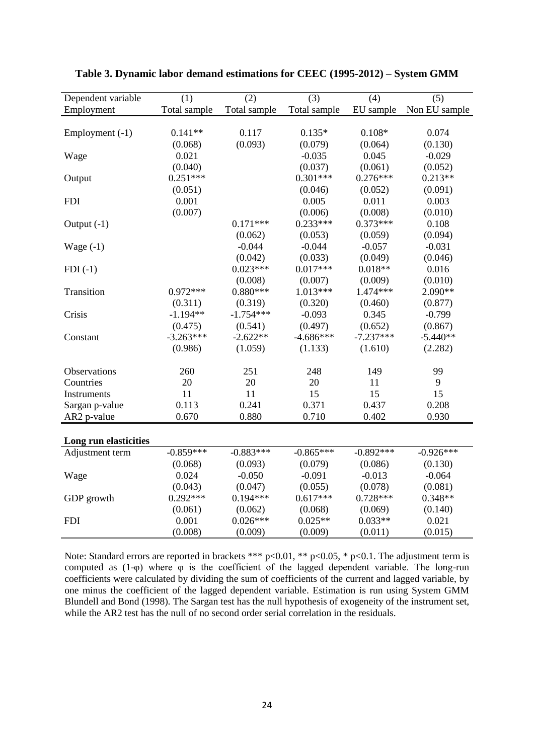**Table 3. Dynamic labor demand estimations for CEEC (1995-2012) – System GMM**

| Dependent variable | (1) | (2) | (3) | (4) | (5) |
|---|---|---|---|---|---|
| Employment | Total sample | Total sample | Total sample | EU sample | Non EU sample |
| Employment (-1) | 0.141** | 0.117 | 0.135* | 0.108* | 0.074 |
| | (0.068) | (0.093) | (0.079) | (0.064) | (0.130) |
| Wage | 0.021 | | -0.035 | 0.045 | -0.029 |
| | (0.040) | | (0.037) | (0.061) | (0.052) |
| Output | 0.251*** | | 0.301*** | 0.276*** | 0.213** |
| | (0.051) | | (0.046) | (0.052) | (0.091) |
| FDI | 0.001 | | 0.005 | 0.011 | 0.003 |
| | (0.007) | | (0.006) | (0.008) | (0.010) |
| Output (-1) | | 0.171*** | 0.233*** | 0.373*** | 0.108 |
| | | (0.062) | (0.053) | (0.059) | (0.094) |
| Wage (-1) | | -0.044 | -0.044 | -0.057 | -0.031 |
| | | (0.042) | (0.033) | (0.049) | (0.046) |
| FDI (-1) | | 0.023*** | 0.017*** | 0.018** | 0.016 |
| | | (0.008) | (0.007) | (0.009) | (0.010) |
| Transition | 0.972*** | 0.880*** | 1.013*** | 1.474*** | 2.090** |
| | (0.311) | (0.319) | (0.320) | (0.460) | (0.877) |
| Crisis | -1.194** | -1.754*** | -0.093 | 0.345 | -0.799 |
| | (0.475) | (0.541) | (0.497) | (0.652) | (0.867) |
| Constant | -3.263*** | -2.622** | -4.686*** | -7.237*** | -5.440** |
| | (0.986) | (1.059) | (1.133) | (1.610) | (2.282) |
| Observations | 260 | 251 | 248 | 149 | 99 |
| Countries | 20 | 20 | 20 | 11 | 9 |
| Instruments | 11 | 11 | 15 | 15 | 15 |
| Sargan p-value | 0.113 | 0.241 | 0.371 | 0.437 | 0.208 |
| AR2 p-value | 0.670 | 0.880 | 0.710 | 0.402 | 0.930 |
| **Long run elasticities** | | | | | |
| Adjustment term | -0.859*** | -0.883*** | -0.865*** | -0.892*** | -0.926*** |
| | (0.068) | (0.093) | (0.079) | (0.086) | (0.130) |
| Wage | 0.024 | -0.050 | -0.091 | -0.013 | -0.064 |
| | (0.043) | (0.047) | (0.055) | (0.078) | (0.081) |
| GDP growth | 0.292*** | 0.194*** | 0.617*** | 0.728*** | 0.348** |
| | (0.061) | (0.062) | (0.068) | (0.069) | (0.140) |
| FDI | 0.001 | 0.026*** | 0.025** | 0.033** | 0.021 |
| | (0.008) | (0.009) | (0.009) | (0.011) | (0.015) |

Note: Standard errors are reported in brackets *** p<0.01, ** p<0.05, * p<0.1. The adjustment term is computed as $(1\text{-}\varphi)$ where $\varphi$ is the coefficient of the lagged dependent variable. The long-run coefficients were calculated by dividing the sum of coefficients of the current and lagged variable, by one minus the coefficient of the lagged dependent variable. Estimation is run using System GMM Blundell and Bond (1998). The Sargan test has the null hypothesis of exogeneity of the instrument set, while the AR2 test has the null of no second order serial correlation in the residuals.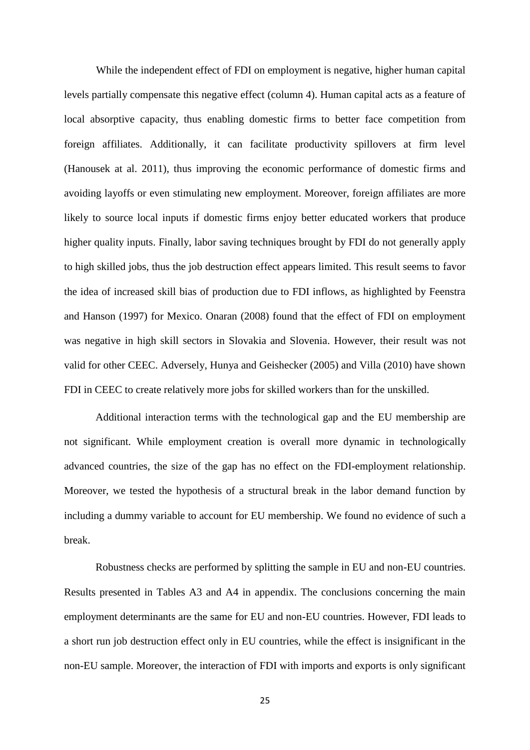While the independent effect of FDI on employment is negative, higher human capital levels partially compensate this negative effect (column 4). Human capital acts as a feature of local absorptive capacity, thus enabling domestic firms to better face competition from foreign affiliates. Additionally, it can facilitate productivity spillovers at firm level (Hanousek at al. 2011), thus improving the economic performance of domestic firms and avoiding layoffs or even stimulating new employment. Moreover, foreign affiliates are more likely to source local inputs if domestic firms enjoy better educated workers that produce higher quality inputs. Finally, labor saving techniques brought by FDI do not generally apply to high skilled jobs, thus the job destruction effect appears limited. This result seems to favor the idea of increased skill bias of production due to FDI inflows, as highlighted by Feenstra and Hanson (1997) for Mexico. Onaran (2008) found that the effect of FDI on employment was negative in high skill sectors in Slovakia and Slovenia. However, their result was not valid for other CEEC. Adversely, Hunya and Geishecker (2005) and Villa (2010) have shown FDI in CEEC to create relatively more jobs for skilled workers than for the unskilled.

Additional interaction terms with the technological gap and the EU membership are not significant. While employment creation is overall more dynamic in technologically advanced countries, the size of the gap has no effect on the FDI-employment relationship. Moreover, we tested the hypothesis of a structural break in the labor demand function by including a dummy variable to account for EU membership. We found no evidence of such a break.

Robustness checks are performed by splitting the sample in EU and non-EU countries. Results presented in Tables A3 and A4 in appendix. The conclusions concerning the main employment determinants are the same for EU and non-EU countries. However, FDI leads to a short run job destruction effect only in EU countries, while the effect is insignificant in the non-EU sample. Moreover, the interaction of FDI with imports and exports is only significant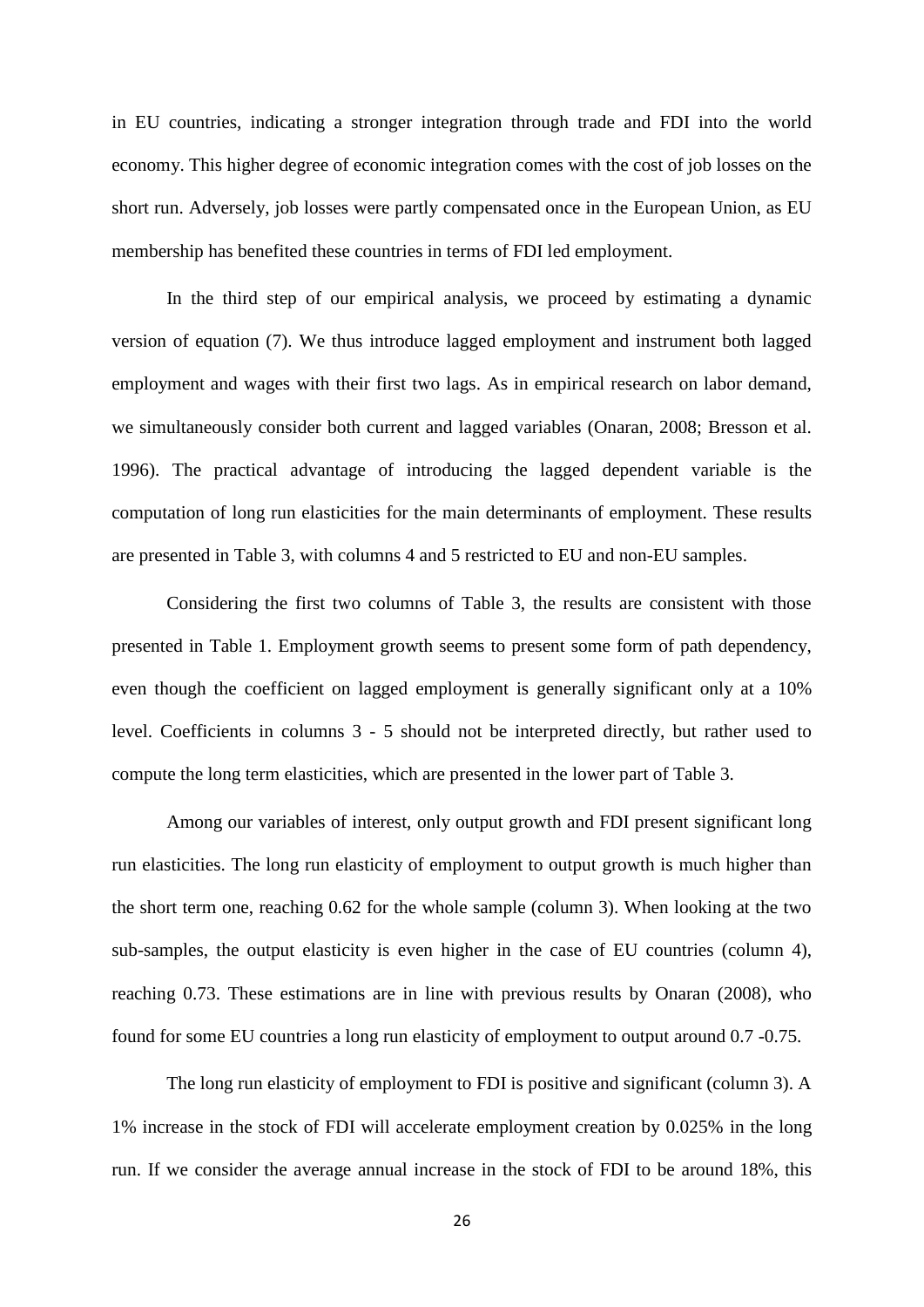in EU countries, indicating a stronger integration through trade and FDI into the world economy. This higher degree of economic integration comes with the cost of job losses on the short run. Adversely, job losses were partly compensated once in the European Union, as EU membership has benefited these countries in terms of FDI led employment.

In the third step of our empirical analysis, we proceed by estimating a dynamic version of equation (7). We thus introduce lagged employment and instrument both lagged employment and wages with their first two lags. As in empirical research on labor demand, we simultaneously consider both current and lagged variables (Onaran, 2008; Bresson et al. 1996). The practical advantage of introducing the lagged dependent variable is the computation of long run elasticities for the main determinants of employment. These results are presented in Table 3, with columns 4 and 5 restricted to EU and non-EU samples.

Considering the first two columns of Table 3, the results are consistent with those presented in Table 1. Employment growth seems to present some form of path dependency, even though the coefficient on lagged employment is generally significant only at a 10% level. Coefficients in columns 3 - 5 should not be interpreted directly, but rather used to compute the long term elasticities, which are presented in the lower part of Table 3.

Among our variables of interest, only output growth and FDI present significant long run elasticities. The long run elasticity of employment to output growth is much higher than the short term one, reaching 0.62 for the whole sample (column 3). When looking at the two sub-samples, the output elasticity is even higher in the case of EU countries (column 4), reaching 0.73. These estimations are in line with previous results by Onaran (2008), who found for some EU countries a long run elasticity of employment to output around 0.7 -0.75.

The long run elasticity of employment to FDI is positive and significant (column 3). A 1% increase in the stock of FDI will accelerate employment creation by 0.025% in the long run. If we consider the average annual increase in the stock of FDI to be around 18%, this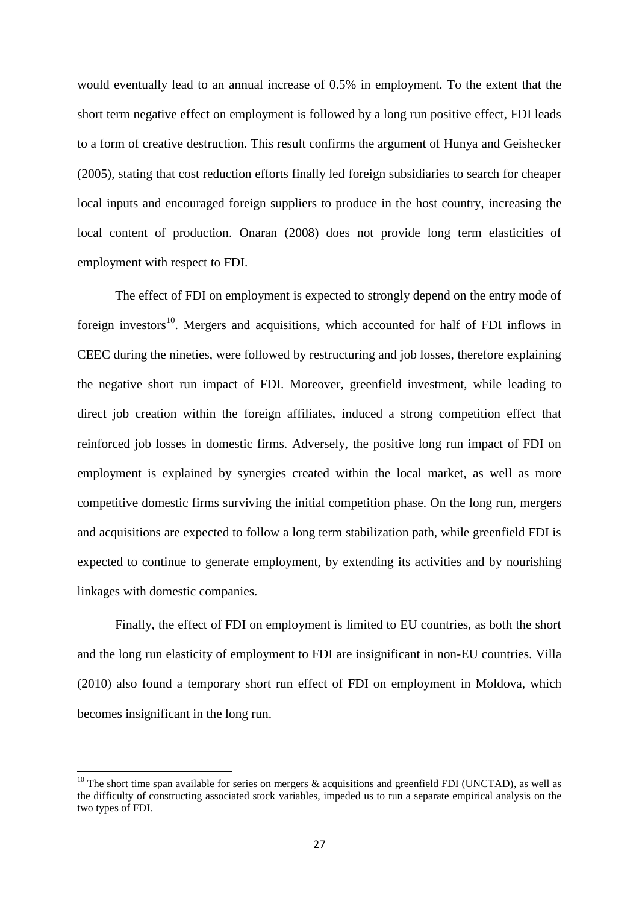would eventually lead to an annual increase of 0.5% in employment. To the extent that the short term negative effect on employment is followed by a long run positive effect, FDI leads to a form of creative destruction. This result confirms the argument of Hunya and Geishecker (2005), stating that cost reduction efforts finally led foreign subsidiaries to search for cheaper local inputs and encouraged foreign suppliers to produce in the host country, increasing the local content of production. Onaran (2008) does not provide long term elasticities of employment with respect to FDI.

The effect of FDI on employment is expected to strongly depend on the entry mode of foreign investors[10]. Mergers and acquisitions, which accounted for half of FDI inflows in CEEC during the nineties, were followed by restructuring and job losses, therefore explaining the negative short run impact of FDI. Moreover, greenfield investment, while leading to direct job creation within the foreign affiliates, induced a strong competition effect that reinforced job losses in domestic firms. Adversely, the positive long run impact of FDI on employment is explained by synergies created within the local market, as well as more competitive domestic firms surviving the initial competition phase. On the long run, mergers and acquisitions are expected to follow a long term stabilization path, while greenfield FDI is expected to continue to generate employment, by extending its activities and by nourishing linkages with domestic companies.

Finally, the effect of FDI on employment is limited to EU countries, as both the short and the long run elasticity of employment to FDI are insignificant in non-EU countries. Villa (2010) also found a temporary short run effect of FDI on employment in Moldova, which becomes insignificant in the long run.

[10] The short time span available for series on mergers & acquisitions and greenfield FDI (UNCTAD), as well as the difficulty of constructing associated stock variables, impeded us to run a separate empirical analysis on the two types of FDI.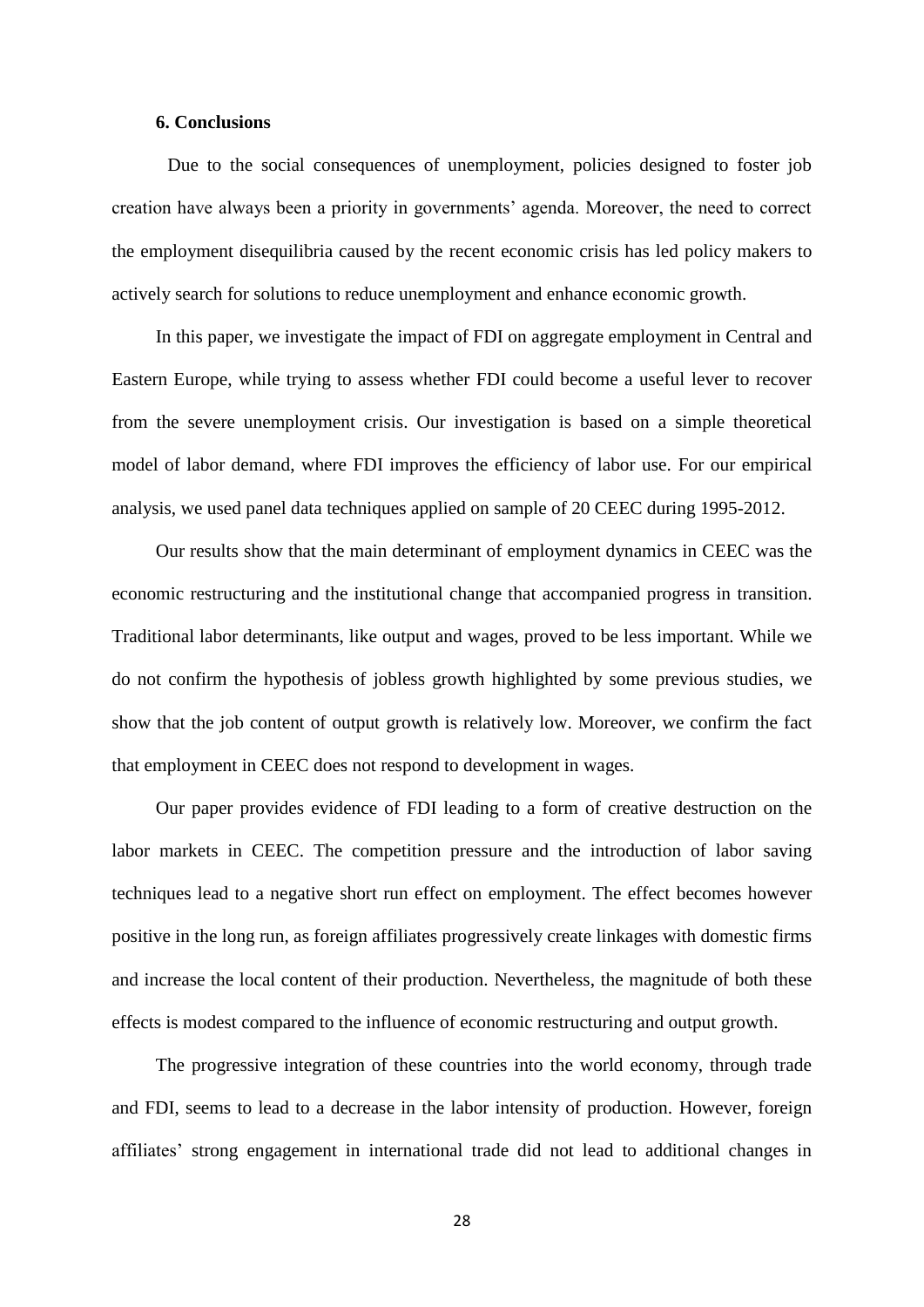### 6. Conclusions

Due to the social consequences of unemployment, policies designed to foster job creation have always been a priority in governments' agenda. Moreover, the need to correct the employment disequilibria caused by the recent economic crisis has led policy makers to actively search for solutions to reduce unemployment and enhance economic growth.

In this paper, we investigate the impact of FDI on aggregate employment in Central and Eastern Europe, while trying to assess whether FDI could become a useful lever to recover from the severe unemployment crisis. Our investigation is based on a simple theoretical model of labor demand, where FDI improves the efficiency of labor use. For our empirical analysis, we used panel data techniques applied on sample of 20 CEEC during 1995-2012.

Our results show that the main determinant of employment dynamics in CEEC was the economic restructuring and the institutional change that accompanied progress in transition. Traditional labor determinants, like output and wages, proved to be less important. While we do not confirm the hypothesis of jobless growth highlighted by some previous studies, we show that the job content of output growth is relatively low. Moreover, we confirm the fact that employment in CEEC does not respond to development in wages.

Our paper provides evidence of FDI leading to a form of creative destruction on the labor markets in CEEC. The competition pressure and the introduction of labor saving techniques lead to a negative short run effect on employment. The effect becomes however positive in the long run, as foreign affiliates progressively create linkages with domestic firms and increase the local content of their production. Nevertheless, the magnitude of both these effects is modest compared to the influence of economic restructuring and output growth.

The progressive integration of these countries into the world economy, through trade and FDI, seems to lead to a decrease in the labor intensity of production. However, foreign affiliates' strong engagement in international trade did not lead to additional changes in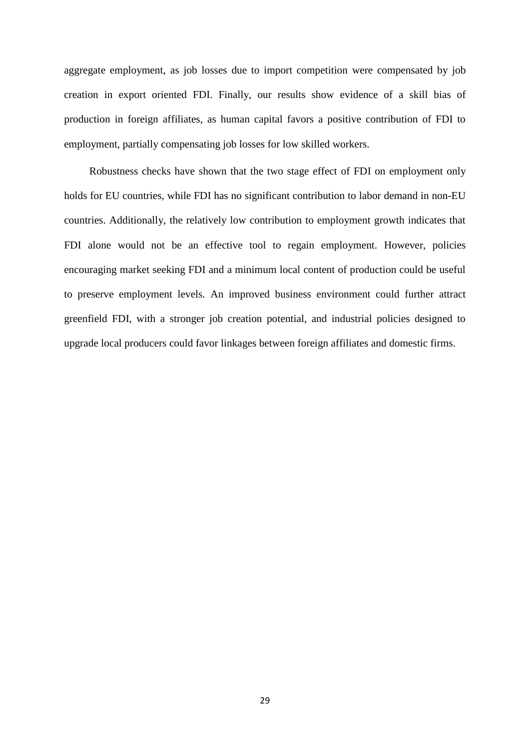aggregate employment, as job losses due to import competition were compensated by job creation in export oriented FDI. Finally, our results show evidence of a skill bias of production in foreign affiliates, as human capital favors a positive contribution of FDI to employment, partially compensating job losses for low skilled workers.

Robustness checks have shown that the two stage effect of FDI on employment only holds for EU countries, while FDI has no significant contribution to labor demand in non-EU countries. Additionally, the relatively low contribution to employment growth indicates that FDI alone would not be an effective tool to regain employment. However, policies encouraging market seeking FDI and a minimum local content of production could be useful to preserve employment levels. An improved business environment could further attract greenfield FDI, with a stronger job creation potential, and industrial policies designed to upgrade local producers could favor linkages between foreign affiliates and domestic firms.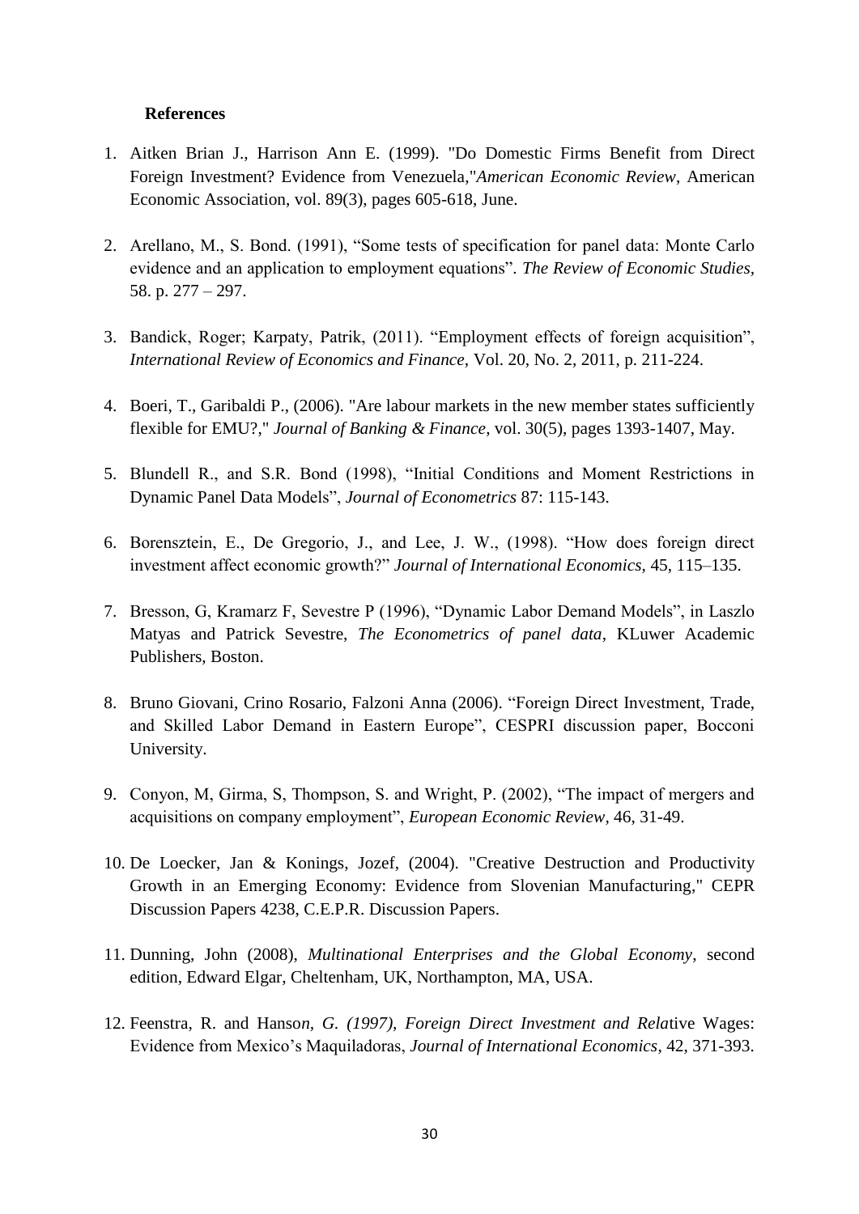**References**

1. Aitken Brian J., Harrison Ann E. (1999). "Do Domestic Firms Benefit from Direct Foreign Investment? Evidence from Venezuela,"*American Economic Review*, American Economic Association, vol. 89(3), pages 605-618, June.

2. Arellano, M., S. Bond. (1991), "Some tests of specification for panel data: Monte Carlo evidence and an application to employment equations". *The Review of Economic Studies,* 58. p. 277 – 297.

3. Bandick, Roger; Karpaty, Patrik, (2011). "Employment effects of foreign acquisition", *International Review of Economics and Finance*, Vol. 20, No. 2, 2011, p. 211-224.

4. Boeri, T., Garibaldi P., (2006). "Are labour markets in the new member states sufficiently flexible for EMU?," *Journal of Banking & Finance*, vol. 30(5), pages 1393-1407, May.

5. Blundell R., and S.R. Bond (1998), "Initial Conditions and Moment Restrictions in Dynamic Panel Data Models", *Journal of Econometrics* 87: 115-143.

6. Borensztein, E., De Gregorio, J., and Lee, J. W., (1998). "How does foreign direct investment affect economic growth?" *Journal of International Economics*, 45, 115–135.

7. Bresson, G, Kramarz F, Sevestre P (1996), "Dynamic Labor Demand Models", in Laszlo Matyas and Patrick Sevestre, *The Econometrics of panel data*, KLuwer Academic Publishers, Boston.

8. Bruno Giovani, Crino Rosario, Falzoni Anna (2006). "Foreign Direct Investment, Trade, and Skilled Labor Demand in Eastern Europe", CESPRI discussion paper, Bocconi University.

9. Conyon, M, Girma, S, Thompson, S. and Wright, P. (2002), "The impact of mergers and acquisitions on company employment", *European Economic Review*, 46, 31-49.

10. De Loecker, Jan & Konings, Jozef, (2004). "Creative Destruction and Productivity Growth in an Emerging Economy: Evidence from Slovenian Manufacturing," CEPR Discussion Papers 4238, C.E.P.R. Discussion Papers.

11. Dunning, John (2008), *Multinational Enterprises and the Global Economy*, second edition, Edward Elgar, Cheltenham, UK, Northampton, MA, USA.

12. Feenstra, R. and Hanso*n, G. (1997), Foreign Direct Investment and Rela*tive Wages: Evidence from Mexico's Maquiladoras, *Journal of International Economics*, 42, 371-393.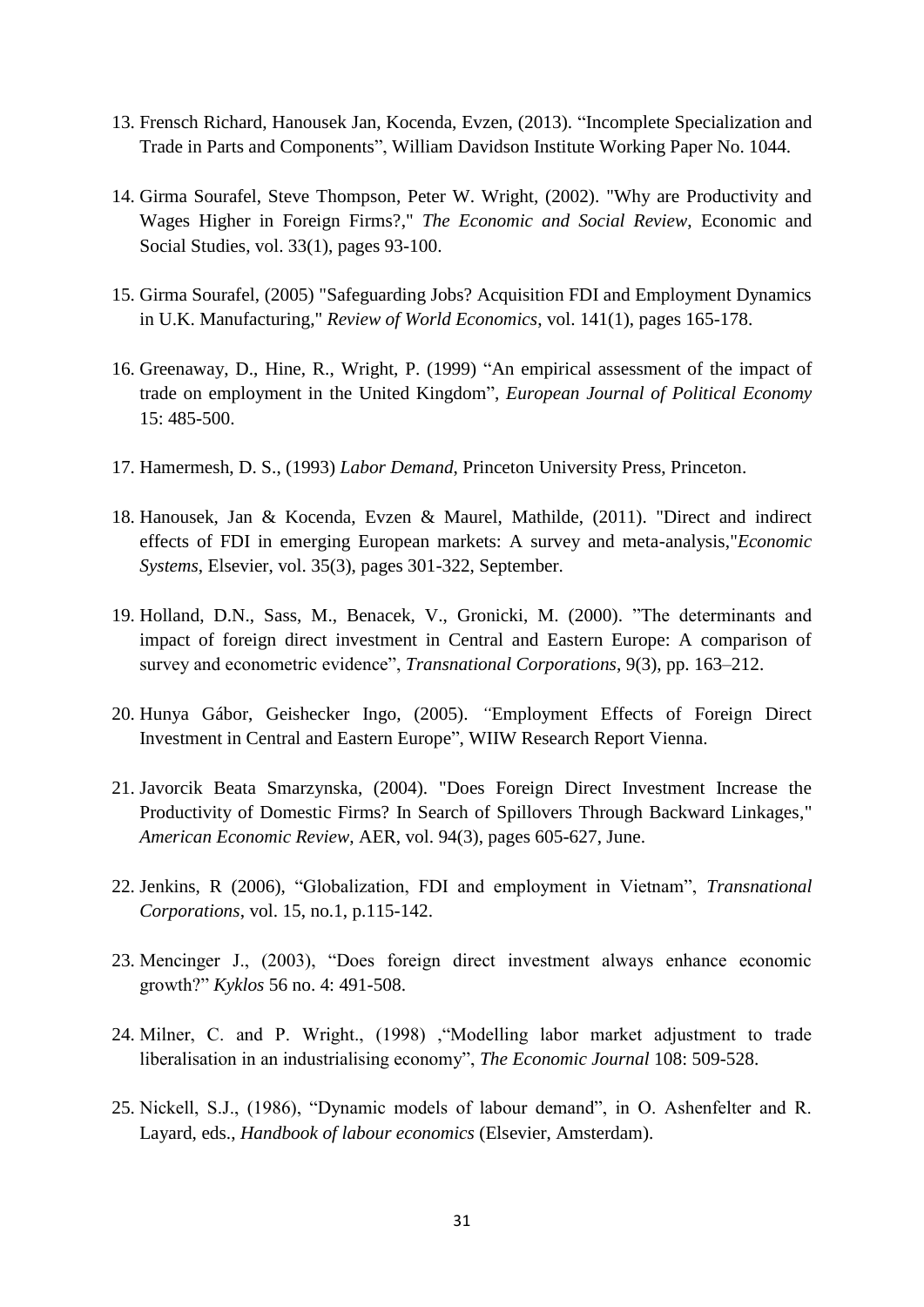13. Frensch Richard, Hanousek Jan, Kocenda, Evzen, (2013). “Incomplete Specialization and Trade in Parts and Components”, William Davidson Institute Working Paper No. 1044.

14. Girma Sourafel, Steve Thompson, Peter W. Wright, (2002). "Why are Productivity and Wages Higher in Foreign Firms?," *The Economic and Social Review*, Economic and Social Studies, vol. 33(1), pages 93-100.

15. Girma Sourafel, (2005) "Safeguarding Jobs? Acquisition FDI and Employment Dynamics in U.K. Manufacturing," *Review of World Economics*, vol. 141(1), pages 165-178.

16. Greenaway, D., Hine, R., Wright, P. (1999) “An empirical assessment of the impact of trade on employment in the United Kingdom”, *European Journal of Political Economy* 15: 485-500.

17. Hamermesh, D. S., (1993) *Labor Demand*, Princeton University Press, Princeton.

18. Hanousek, Jan & Kocenda, Evzen & Maurel, Mathilde, (2011). "Direct and indirect effects of FDI in emerging European markets: A survey and meta-analysis,"*Economic Systems*, Elsevier, vol. 35(3), pages 301-322, September.

19. Holland, D.N., Sass, M., Benacek, V., Gronicki, M. (2000). ”The determinants and impact of foreign direct investment in Central and Eastern Europe: A comparison of survey and econometric evidence”, *Transnational Corporations*, 9(3), pp. 163–212.

20. Hunya Gábor, Geishecker Ingo, (2005). *“*Employment Effects of Foreign Direct Investment in Central and Eastern Europe”, WIIW Research Report Vienna.

21. Javorcik Beata Smarzynska, (2004). "Does Foreign Direct Investment Increase the Productivity of Domestic Firms? In Search of Spillovers Through Backward Linkages," *American Economic Review*, AER, vol. 94(3), pages 605-627, June.

22. Jenkins, R (2006), “Globalization, FDI and employment in Vietnam”, *Transnational Corporations*, vol. 15, no.1, p.115-142.

23. Mencinger J., (2003), “Does foreign direct investment always enhance economic growth?” *Kyklos* 56 no. 4: 491-508.

24. Milner, C. and P. Wright., (1998) ,“Modelling labor market adjustment to trade liberalisation in an industrialising economy”, *The Economic Journal* 108: 509-528.

25. Nickell, S.J., (1986), “Dynamic models of labour demand”, in O. Ashenfelter and R. Layard, eds., *Handbook of labour economics* (Elsevier, Amsterdam).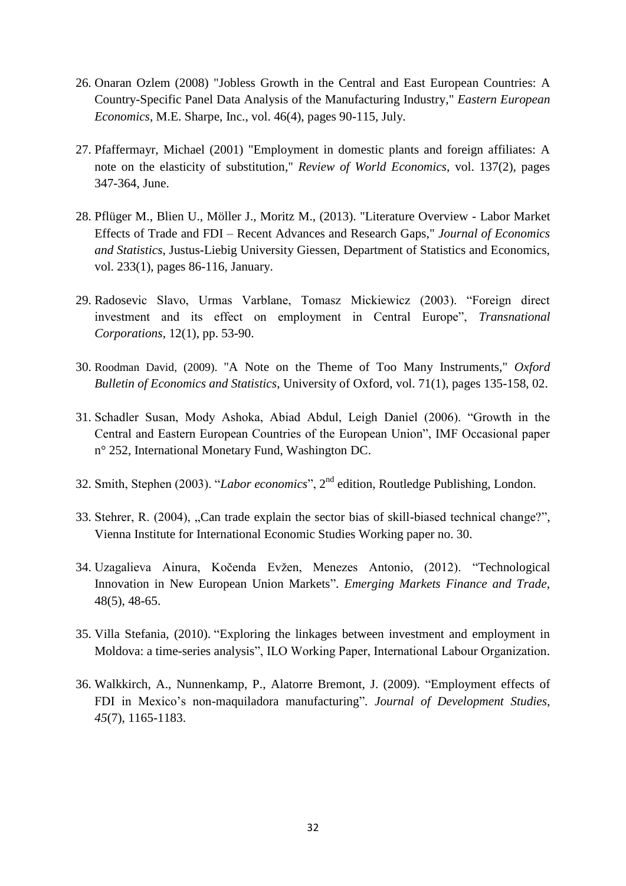26. Onaran Ozlem (2008) "Jobless Growth in the Central and East European Countries: A Country-Specific Panel Data Analysis of the Manufacturing Industry," *Eastern European Economics*, M.E. Sharpe, Inc., vol. 46(4), pages 90-115, July.

27. Pfaffermayr, Michael (2001) "Employment in domestic plants and foreign affiliates: A note on the elasticity of substitution," *Review of World Economics*, vol. 137(2), pages 347-364, June.

28. Pflüger M., Blien U., Möller J., Moritz M., (2013). "Literature Overview - Labor Market Effects of Trade and FDI – Recent Advances and Research Gaps," *Journal of Economics and Statistics*, Justus-Liebig University Giessen, Department of Statistics and Economics, vol. 233(1), pages 86-116, January.

29. Radosevic Slavo, Urmas Varblane, Tomasz Mickiewicz (2003). "Foreign direct investment and its effect on employment in Central Europe", *Transnational Corporations*, 12(1), pp. 53-90.

30. Roodman David, (2009). "A Note on the Theme of Too Many Instruments," *Oxford Bulletin of Economics and Statistics*, University of Oxford, vol. 71(1), pages 135-158, 02.

31. Schadler Susan, Mody Ashoka, Abiad Abdul, Leigh Daniel (2006). "Growth in the Central and Eastern European Countries of the European Union", IMF Occasional paper n° 252, International Monetary Fund, Washington DC.

32. Smith, Stephen (2003). "*Labor economics*", 2nd edition, Routledge Publishing, London.

33. Stehrer, R. (2004), „Can trade explain the sector bias of skill-biased technical change?", Vienna Institute for International Economic Studies Working paper no. 30.

34. Uzagalieva Ainura, Kočenda Evžen, Menezes Antonio, (2012). "Technological Innovation in New European Union Markets". *Emerging Markets Finance and Trade*, 48(5), 48-65.

35. Villa Stefania, (2010). "Exploring the linkages between investment and employment in Moldova: a time-series analysis", ILO Working Paper, International Labour Organization.

36. Walkkirch, A., Nunnenkamp, P., Alatorre Bremont, J. (2009). "Employment effects of FDI in Mexico's non-maquiladora manufacturing". *Journal of Development Studies*, *45*(7), 1165-1183.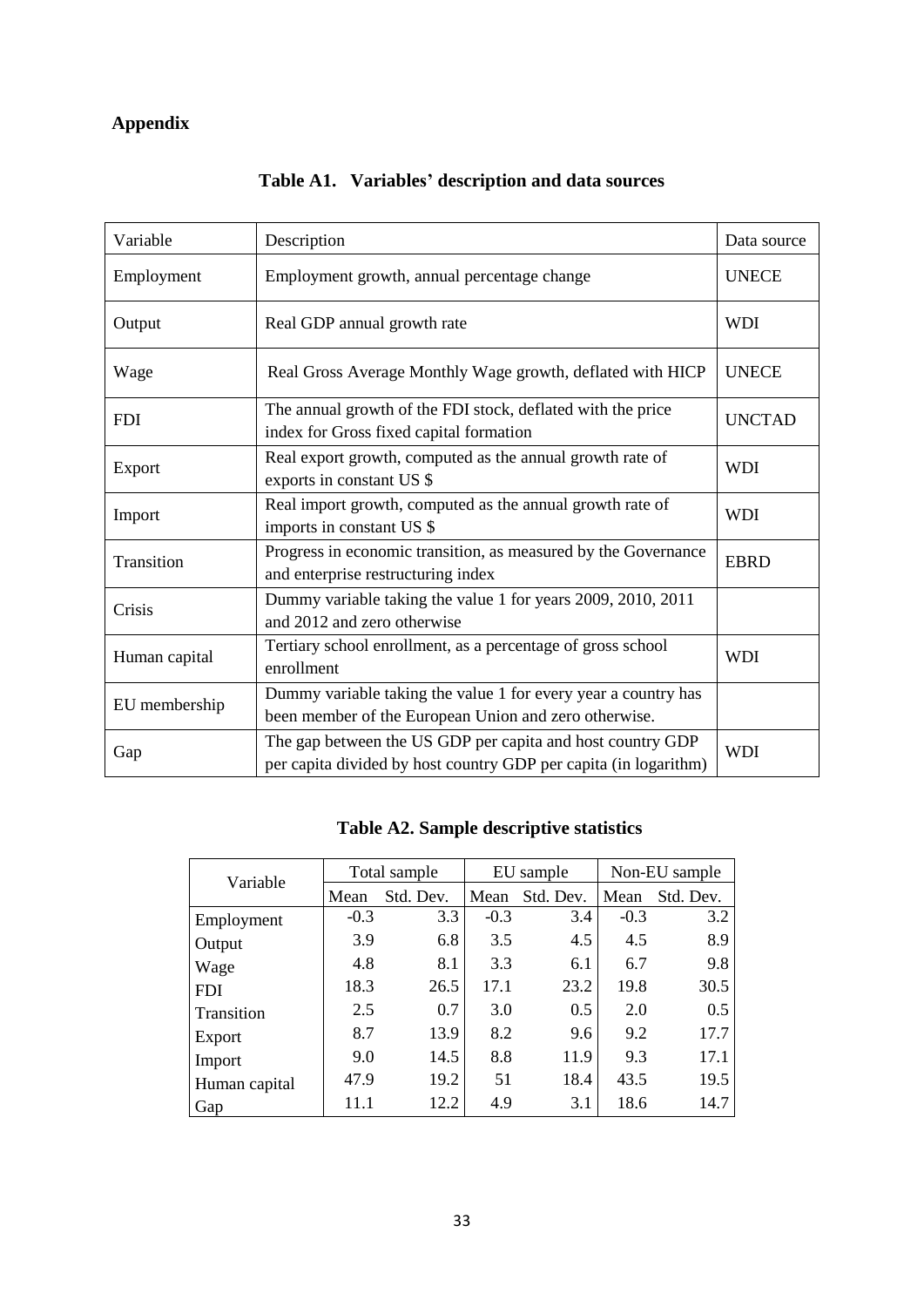## Appendix

**Table A1. Variables' description and data sources**

| Variable | Description | Data source |
|---|---|---|
| Employment | Employment growth, annual percentage change | UNECE |
| Output | Real GDP annual growth rate | WDI |
| Wage | Real Gross Average Monthly Wage growth, deflated with HICP | UNECE |
| FDI | The annual growth of the FDI stock, deflated with the price index for Gross fixed capital formation | UNCTAD |
| Export | Real export growth, computed as the annual growth rate of exports in constant US $ | WDI |
| Import | Real import growth, computed as the annual growth rate of imports in constant US $ | WDI |
| Transition | Progress in economic transition, as measured by the Governance and enterprise restructuring index | EBRD |
| Crisis | Dummy variable taking the value 1 for years 2009, 2010, 2011 and 2012 and zero otherwise | |
| Human capital | Tertiary school enrollment, as a percentage of gross school enrollment | WDI |
| EU membership | Dummy variable taking the value 1 for every year a country has been member of the European Union and zero otherwise. | |
| Gap | The gap between the US GDP per capita and host country GDP per capita divided by host country GDP per capita (in logarithm) | WDI |

**Table A2. Sample descriptive statistics**

| Variable | Total sample | | EU sample | | Non-EU sample | |
|---|---|---|---|---|---|---|
| | Mean | Std. Dev. | Mean | Std. Dev. | Mean | Std. Dev. |
| Employment | -0.3 | 3.3 | -0.3 | 3.4 | -0.3 | 3.2 |
| Output | 3.9 | 6.8 | 3.5 | 4.5 | 4.5 | 8.9 |
| Wage | 4.8 | 8.1 | 3.3 | 6.1 | 6.7 | 9.8 |
| FDI | 18.3 | 26.5 | 17.1 | 23.2 | 19.8 | 30.5 |
| Transition | 2.5 | 0.7 | 3.0 | 0.5 | 2.0 | 0.5 |
| Export | 8.7 | 13.9 | 8.2 | 9.6 | 9.2 | 17.7 |
| Import | 9.0 | 14.5 | 8.8 | 11.9 | 9.3 | 17.1 |
| Human capital | 47.9 | 19.2 | 51 | 18.4 | 43.5 | 19.5 |
| Gap | 11.1 | 12.2 | 4.9 | 3.1 | 18.6 | 14.7 |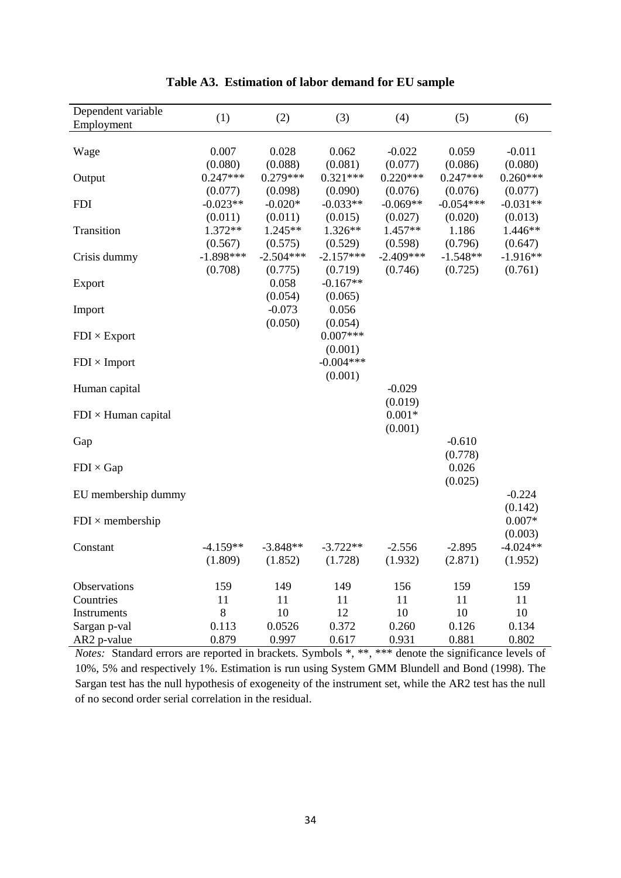**Table A3. Estimation of labor demand for EU sample**

| Dependent variable Employment | (1) | (2) | (3) | (4) | (5) | (6) |
|---|---|---|---|---|---|---|
| Wage | 0.007 | 0.028 | 0.062 | -0.022 | 0.059 | -0.011 |
| | (0.080) | (0.088) | (0.081) | (0.077) | (0.086) | (0.080) |
| Output | 0.247*** | 0.279*** | 0.321*** | 0.220*** | 0.247*** | 0.260*** |
| | (0.077) | (0.098) | (0.090) | (0.076) | (0.076) | (0.077) |
| FDI | -0.023** | -0.020* | -0.033** | -0.069** | -0.054*** | -0.031** |
| | (0.011) | (0.011) | (0.015) | (0.027) | (0.020) | (0.013) |
| Transition | 1.372** | 1.245** | 1.326** | 1.457** | 1.186 | 1.446** |
| | (0.567) | (0.575) | (0.529) | (0.598) | (0.796) | (0.647) |
| Crisis dummy | -1.898*** | -2.504*** | -2.157*** | -2.409*** | -1.548** | -1.916** |
| | (0.708) | (0.775) | (0.719) | (0.746) | (0.725) | (0.761) |
| Export | | 0.058 | -0.167** | | | |
| | | (0.054) | (0.065) | | | |
| Import | | -0.073 | 0.056 | | | |
| | | (0.050) | (0.054) | | | |
| FDI × Export | | | 0.007*** | | | |
| | | | (0.001) | | | |
| FDI × Import | | | -0.004*** | | | |
| | | | (0.001) | | | |
| Human capital | | | | -0.029 | | |
| | | | | (0.019) | | |
| FDI × Human capital | | | | 0.001* | | |
| | | | | (0.001) | | |
| Gap | | | | | -0.610 | |
| | | | | | (0.778) | |
| FDI × Gap | | | | | 0.026 | |
| | | | | | (0.025) | |
| EU membership dummy | | | | | | -0.224 |
| | | | | | | (0.142) |
| FDI × membership | | | | | | 0.007* |
| | | | | | | (0.003) |
| Constant | -4.159** | -3.848** | -3.722** | -2.556 | -2.895 | -4.024** |
| | (1.809) | (1.852) | (1.728) | (1.932) | (2.871) | (1.952) |
| Observations | 159 | 149 | 149 | 156 | 159 | 159 |
| Countries | 11 | 11 | 11 | 11 | 11 | 11 |
| Instruments | 8 | 10 | 12 | 10 | 10 | 10 |
| Sargan p-val | 0.113 | 0.0526 | 0.372 | 0.260 | 0.126 | 0.134 |
| AR2 p-value | 0.879 | 0.997 | 0.617 | 0.931 | 0.881 | 0.802 |

*Notes:* Standard errors are reported in brackets. Symbols *, **, *** denote the significance levels of 10%, 5% and respectively 1%. Estimation is run using System GMM Blundell and Bond (1998). The Sargan test has the null hypothesis of exogeneity of the instrument set, while the AR2 test has the null of no second order serial correlation in the residual.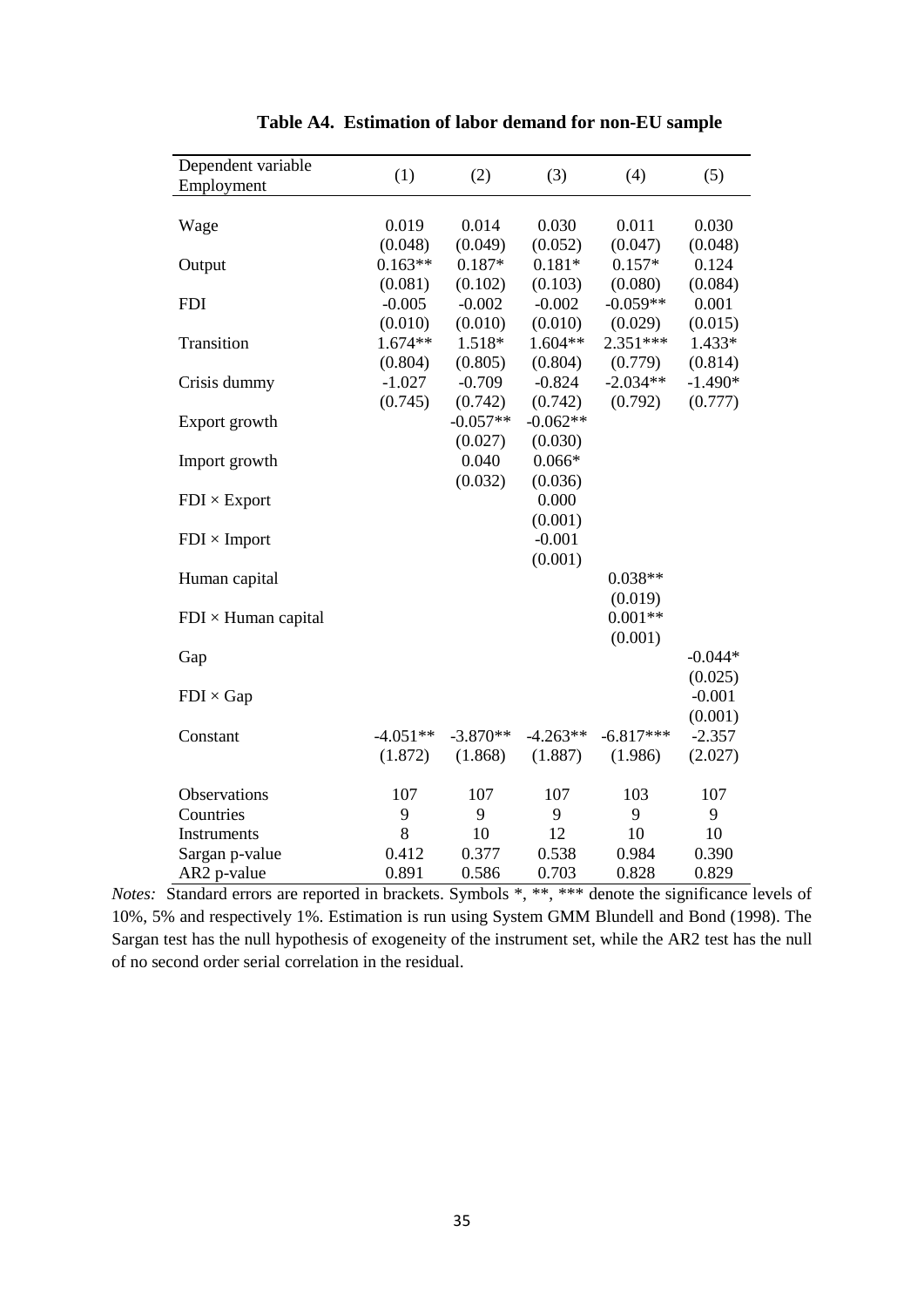**Table A4. Estimation of labor demand for non-EU sample**

| Dependent variable Employment | (1) | (2) | (3) | (4) | (5) |
|---|---|---|---|---|---|
| Wage | 0.019 | 0.014 | 0.030 | 0.011 | 0.030 |
| | (0.048) | (0.049) | (0.052) | (0.047) | (0.048) |
| Output | 0.163** | 0.187* | 0.181* | 0.157* | 0.124 |
| | (0.081) | (0.102) | (0.103) | (0.080) | (0.084) |
| FDI | -0.005 | -0.002 | -0.002 | -0.059** | 0.001 |
| | (0.010) | (0.010) | (0.010) | (0.029) | (0.015) |
| Transition | 1.674** | 1.518* | 1.604** | 2.351*** | 1.433* |
| | (0.804) | (0.805) | (0.804) | (0.779) | (0.814) |
| Crisis dummy | -1.027 | -0.709 | -0.824 | -2.034** | -1.490* |
| | (0.745) | (0.742) | (0.742) | (0.792) | (0.777) |
| Export growth | | -0.057** | -0.062** | | |
| | | (0.027) | (0.030) | | |
| Import growth | | 0.040 | 0.066* | | |
| | | (0.032) | (0.036) | | |
| FDI × Export | | | 0.000 | | |
| | | | (0.001) | | |
| FDI × Import | | | -0.001 | | |
| | | | (0.001) | | |
| Human capital | | | | 0.038** | |
| | | | | (0.019) | |
| FDI × Human capital | | | | 0.001** | |
| | | | | (0.001) | |
| Gap | | | | | -0.044* |
| | | | | | (0.025) |
| FDI × Gap | | | | | -0.001 |
| | | | | | (0.001) |
| Constant | -4.051** | -3.870** | -4.263** | -6.817*** | -2.357 |
| | (1.872) | (1.868) | (1.887) | (1.986) | (2.027) |
| Observations | 107 | 107 | 107 | 103 | 107 |
| Countries | 9 | 9 | 9 | 9 | 9 |
| Instruments | 8 | 10 | 12 | 10 | 10 |
| Sargan p-value | 0.412 | 0.377 | 0.538 | 0.984 | 0.390 |
| AR2 p-value | 0.891 | 0.586 | 0.703 | 0.828 | 0.829 |

*Notes:* Standard errors are reported in brackets. Symbols *, **, *** denote the significance levels of 10%, 5% and respectively 1%. Estimation is run using System GMM Blundell and Bond (1998). The Sargan test has the null hypothesis of exogeneity of the instrument set, while the AR2 test has the null of no second order serial correlation in the residual.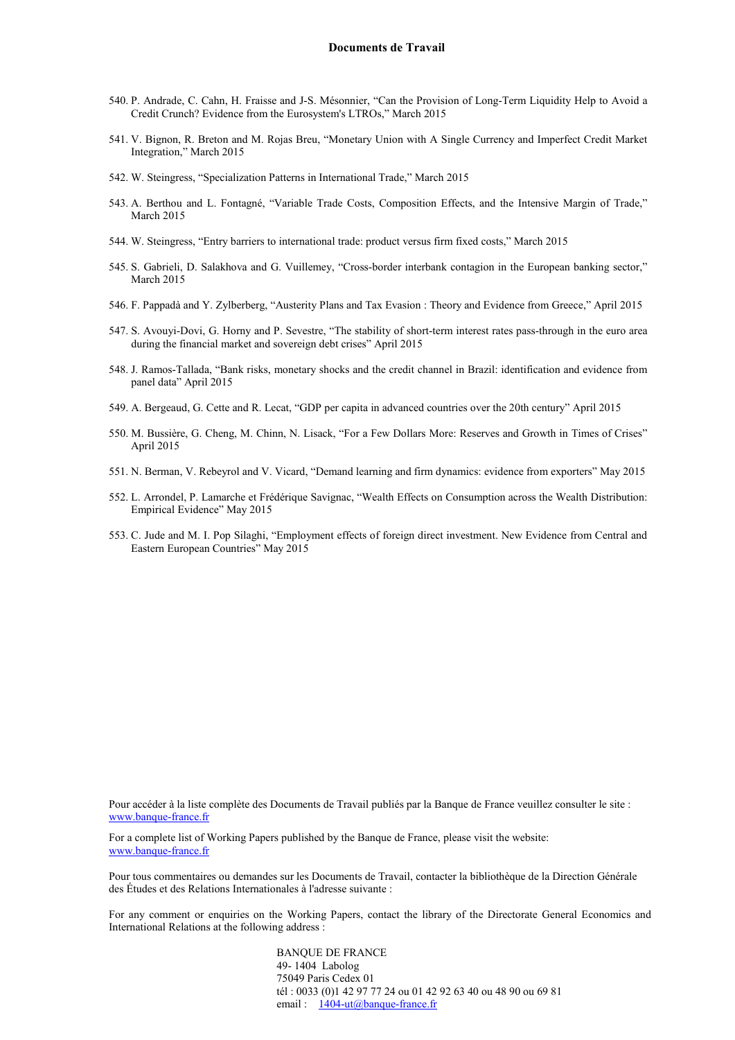# Documents de Travail

540. P. Andrade, C. Cahn, H. Fraisse and J-S. Mésonnier, "Can the Provision of Long-Term Liquidity Help to Avoid a Credit Crunch? Evidence from the Eurosystem's LTROs," March 2015

541. V. Bignon, R. Breton and M. Rojas Breu, "Monetary Union with A Single Currency and Imperfect Credit Market Integration," March 2015

542. W. Steingress, "Specialization Patterns in International Trade," March 2015

543. A. Berthou and L. Fontagné, "Variable Trade Costs, Composition Effects, and the Intensive Margin of Trade," March 2015

544. W. Steingress, "Entry barriers to international trade: product versus firm fixed costs," March 2015

545. S. Gabrieli, D. Salakhova and G. Vuillemey, "Cross-border interbank contagion in the European banking sector," March 2015

546. F. Pappadà and Y. Zylberberg, "Austerity Plans and Tax Evasion : Theory and Evidence from Greece," April 2015

547. S. Avouyi-Dovi, G. Horny and P. Sevestre, "The stability of short-term interest rates pass-through in the euro area during the financial market and sovereign debt crises" April 2015

548. J. Ramos-Tallada, "Bank risks, monetary shocks and the credit channel in Brazil: identification and evidence from panel data" April 2015

549. A. Bergeaud, G. Cette and R. Lecat, "GDP per capita in advanced countries over the 20th century" April 2015

550. M. Bussière, G. Cheng, M. Chinn, N. Lisack, "For a Few Dollars More: Reserves and Growth in Times of Crises" April 2015

551. N. Berman, V. Rebeyrol and V. Vicard, "Demand learning and firm dynamics: evidence from exporters" May 2015

552. L. Arrondel, P. Lamarche et Frédérique Savignac, "Wealth Effects on Consumption across the Wealth Distribution: Empirical Evidence" May 2015

553. C. Jude and M. I. Pop Silaghi, "Employment effects of foreign direct investment. New Evidence from Central and Eastern European Countries" May 2015

Pour accéder à la liste complète des Documents de Travail publiés par la Banque de France veuillez consulter le site : www.banque-france.fr

For a complete list of Working Papers published by the Banque de France, please visit the website: www.banque-france.fr

Pour tous commentaires ou demandes sur les Documents de Travail, contacter la bibliothèque de la Direction Générale des Études et des Relations Internationales à l'adresse suivante :

For any comment or enquiries on the Working Papers, contact the library of the Directorate General Economics and International Relations at the following address :

BANQUE DE FRANCE  
49- 1404 Labolog  
75049 Paris Cedex 01  
tél : 0033 (0)1 42 97 77 24 ou 01 42 92 63 40 ou 48 90 ou 69 81  
email : 1404-ut@banque-france.fr